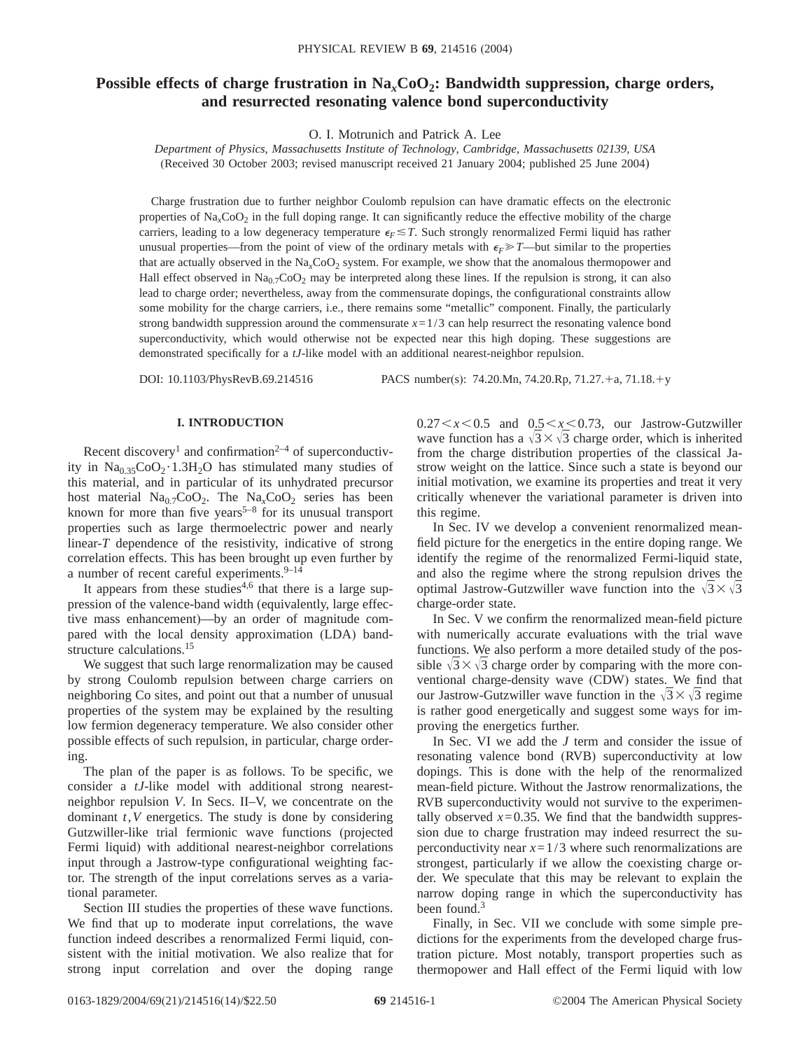# Possible effects of charge frustration in $Na_xCoO_2$: Bandwidth suppression, charge orders, and resurrected resonating valence bond superconductivity

O. I. Motrunich and Patrick A. Lee

*Department of Physics, Massachusetts Institute of Technology, Cambridge, Massachusetts 02139, USA*

(Received 30 October 2003; revised manuscript received 21 January 2004; published 25 June 2004)

Charge frustration due to further neighbor Coulomb repulsion can have dramatic effects on the electronic properties of $Na_xCoO_2$ in the full doping range. It can significantly reduce the effective mobility of the charge carriers, leading to a low degeneracy temperature $\epsilon_F \lesssim T$. Such strongly renormalized Fermi liquid has rather unusual properties—from the point of view of the ordinary metals with $\epsilon_F \gg T$—but similar to the properties that are actually observed in the $Na_xCoO_2$ system. For example, we show that the anomalous thermopower and Hall effect observed in $Na_{0.7}CoO_2$ may be interpreted along these lines. If the repulsion is strong, it can also lead to charge order; nevertheless, away from the commensurate dopings, the configurational constraints allow some mobility for the charge carriers, i.e., there remains some "metallic" component. Finally, the particularly strong bandwidth suppression around the commensurate $x=1/3$ can help resurrect the resonating valence bond superconductivity, which would otherwise not be expected near this high doping. These suggestions are demonstrated specifically for a *tJ*-like model with an additional nearest-neighbor repulsion.

DOI: 10.1103/PhysRevB.69.214516 PACS number(s): 74.20.Mn, 74.20.Rp, 71.27.+a, 71.18.+y

## I. INTRODUCTION

Recent discovery[1] and confirmation[2–4] of superconductivity in $Na_{0.35}CoO_2 \cdot 1.3H_2O$ has stimulated many studies of this material, and in particular of its unhydrated precursor host material $Na_{0.7}CoO_2$. The $Na_xCoO_2$ series has been known for more than five years[5–8] for its unusual transport properties such as large thermoelectric power and nearly linear-$T$ dependence of the resistivity, indicative of strong correlation effects. This has been brought up even further by a number of recent careful experiments.[9–14]

It appears from these studies[4,6] that there is a large suppression of the valence-band width (equivalently, large effective mass enhancement)—by an order of magnitude compared with the local density approximation (LDA) band-structure calculations.[15]

We suggest that such large renormalization may be caused by strong Coulomb repulsion between charge carriers on neighboring Co sites, and point out that a number of unusual properties of the system may be explained by the resulting low fermion degeneracy temperature. We also consider other possible effects of such repulsion, in particular, charge ordering.

The plan of the paper is as follows. To be specific, we consider a *tJ*-like model with additional strong nearest-neighbor repulsion $V$. In Secs. II–V, we concentrate on the dominant $t,V$ energetics. The study is done by considering Gutzwiller-like trial fermionic wave functions (projected Fermi liquid) with additional nearest-neighbor correlations input through a Jastrow-type configurational weighting factor. The strength of the input correlations serves as a variational parameter.

Section III studies the properties of these wave functions. We find that up to moderate input correlations, the wave function indeed describes a renormalized Fermi liquid, consistent with the initial motivation. We also realize that for strong input correlation and over the doping range $0.27<x<0.5$ and $0.5<x<0.73$, our Jastrow-Gutzwiller wave function has a $\sqrt{3}\times\sqrt{3}$ charge order, which is inherited from the charge distribution properties of the classical Jastrow weight on the lattice. Since such a state is beyond our initial motivation, we examine its properties and treat it very critically whenever the variational parameter is driven into this regime.

In Sec. IV we develop a convenient renormalized mean-field picture for the energetics in the entire doping range. We identify the regime of the renormalized Fermi-liquid state, and also the regime where the strong repulsion drives the optimal Jastrow-Gutzwiller wave function into the $\sqrt{3}\times\sqrt{3}$ charge-order state.

In Sec. V we confirm the renormalized mean-field picture with numerically accurate evaluations with the trial wave functions. We also perform a more detailed study of the possible $\sqrt{3}\times\sqrt{3}$ charge order by comparing with the more conventional charge-density wave (CDW) states. We find that our Jastrow-Gutzwiller wave function in the $\sqrt{3}\times\sqrt{3}$ regime is rather good energetically and suggest some ways for improving the energetics further.

In Sec. VI we add the $J$ term and consider the issue of resonating valence bond (RVB) superconductivity at low dopings. This is done with the help of the renormalized mean-field picture. Without the Jastrow renormalizations, the RVB superconductivity would not survive to the experimentally observed $x=0.35$. We find that the bandwidth suppression due to charge frustration may indeed resurrect the superconductivity near $x=1/3$ where such renormalizations are strongest, particularly if we allow the coexisting charge order. We speculate that this may be relevant to explain the narrow doping range in which the superconductivity has been found.[3]

Finally, in Sec. VII we conclude with some simple predictions for the experiments from the developed charge frustration picture. Most notably, transport properties such as thermopower and Hall effect of the Fermi liquid with low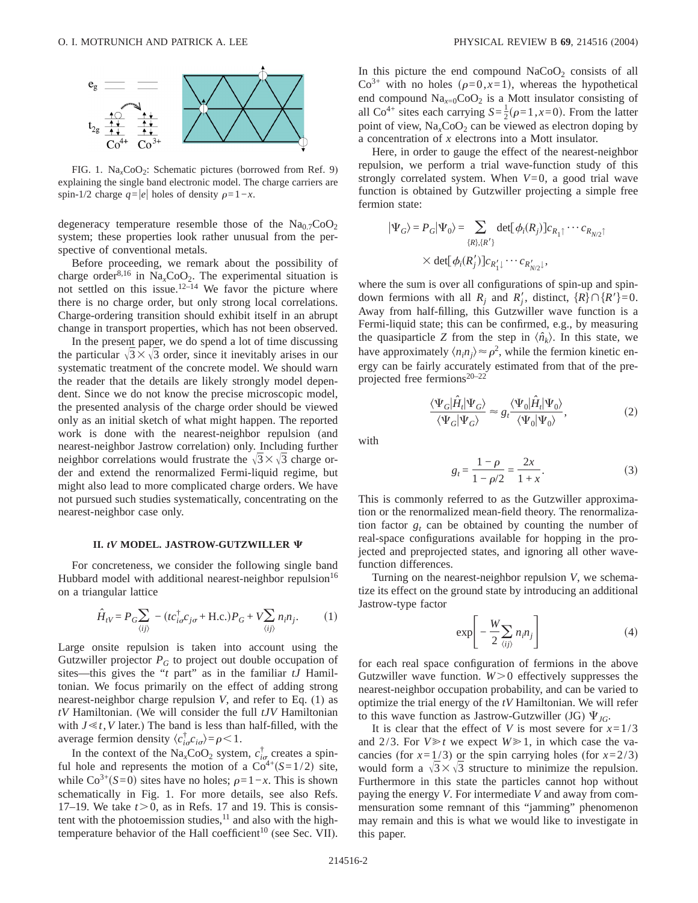FIG. 1. $Na_xCoO_2$: Schematic pictures (borrowed from Ref. 9) explaining the single band electronic model. The charge carriers are spin-1/2 charge $q=|e|$ holes of density $\rho=1-x$.

degeneracy temperature resemble those of the $Na_{0.7}CoO_2$ system; these properties look rather unusual from the perspective of conventional metals.

Before proceeding, we remark about the possibility of charge order[8,16] in $Na_xCoO_2$. The experimental situation is not settled on this issue.[12–14] We favor the picture where there is no charge order, but only strong local correlations. Charge-ordering transition should exhibit itself in an abrupt change in transport properties, which has not been observed.

In the present paper, we do spend a lot of time discussing the particular $\sqrt{3}\times\sqrt{3}$ order, since it inevitably arises in our systematic treatment of the concrete model. We should warn the reader that the details are likely strongly model dependent. Since we do not know the precise microscopic model, the presented analysis of the charge order should be viewed only as an initial sketch of what might happen. The reported work is done with the nearest-neighbor repulsion (and nearest-neighbor Jastrow correlation) only. Including further neighbor correlations would frustrate the $\sqrt{3}\times\sqrt{3}$ charge order and extend the renormalized Fermi-liquid regime, but might also lead to more complicated charge orders. We have not pursued such studies systematically, concentrating on the nearest-neighbor case only.

## II. *tV* MODEL. JASTROW-GUTZWILLER Ψ

For concreteness, we consider the following single band Hubbard model with additional nearest-neighbor repulsion[16] on a triangular lattice

$$\hat{H}_{tV} = P_G \sum_{\langle ij \rangle} -(t c_{i\sigma}^\dagger c_{j\sigma} + \text{H.c.}) P_G + V \sum_{\langle ij \rangle} n_i n_j. \tag{1}$$

Large onsite repulsion is taken into account using the Gutzwiller projector $P_G$ to project out double occupation of sites—this gives the "$t$ part" as in the familiar $tJ$ Hamiltonian. We focus primarily on the effect of adding strong nearest-neighbor charge repulsion $V$, and refer to Eq. (1) as $tV$ Hamiltonian. (We will consider the full $tJV$ Hamiltonian with $J \ll t, V$ later.) The band is less than half-filled, with the average fermion density $\langle c_{i\sigma}^\dagger c_{i\sigma}\rangle = \rho < 1$.

In the context of the $Na_xCoO_2$ system, $c_{i\sigma}^\dagger$ creates a spinful hole and represents the motion of a $Co^{4+}(S=1/2)$ site, while $Co^{3+}(S=0)$ sites have no holes; $\rho=1-x$. This is shown schematically in Fig. 1. For more details, see also Refs. 17–19. We take $t>0$, as in Refs. 17 and 19. This is consistent with the photoemission studies,[11] and also with the high-temperature behavior of the Hall coefficient[10] (see Sec. VII).

In this picture the end compound $NaCoO_2$ consists of all $Co^{3+}$ with no holes $(\rho=0, x=1)$, whereas the hypothetical end compound $Na_{x=0}CoO_2$ is a Mott insulator consisting of all $Co^{4+}$ sites each carrying $S=\frac{1}{2}(\rho=1, x=0)$. From the latter point of view, $Na_xCoO_2$ can be viewed as electron doping by a concentration of $x$ electrons into a Mott insulator.

Here, in order to gauge the effect of the nearest-neighbor repulsion, we perform a trial wave-function study of this strongly correlated system. When $V=0$, a good trial wave function is obtained by Gutzwiller projecting a simple free fermion state:

$$|\Psi_G\rangle = P_G|\Psi_0\rangle = \sum_{\{R\},\{R'\}} \det[\phi_i(R_j)] c_{R_1\uparrow} \cdots c_{R_{N/2}\uparrow} \times \det[\phi_i(R'_j)] c_{R'_1\downarrow} \cdots c_{R'_{N/2}\downarrow},$$

where the sum is over all configurations of spin-up and spin-down fermions with all $R_j$ and $R'_j$, distinct, $\{R\}\cap\{R'\}=0$. Away from half-filling, this Gutzwiller wave function is a Fermi-liquid state; this can be confirmed, e.g., by measuring the quasiparticle $Z$ from the step in $\langle \hat{n}_k\rangle$. In this state, we have approximately $\langle n_i n_j\rangle \approx \rho^2$, while the fermion kinetic energy can be fairly accurately estimated from that of the preprojected free fermions[20–22]

$$\frac{\langle \Psi_G|\hat{H}_t|\Psi_G\rangle}{\langle \Psi_G|\Psi_G\rangle} \approx g_t \frac{\langle \Psi_0|\hat{H}_t|\Psi_0\rangle}{\langle \Psi_0|\Psi_0\rangle}, \tag{2}$$

with

$$g_t = \frac{1-\rho}{1-\rho/2} = \frac{2x}{1+x}. \tag{3}$$

This is commonly referred to as the Gutzwiller approximation or the renormalized mean-field theory. The renormalization factor $g_t$ can be obtained by counting the number of real-space configurations available for hopping in the projected and preprojected states, and ignoring all other wave-function differences.

Turning on the nearest-neighbor repulsion $V$, we schematize its effect on the ground state by introducing an additional Jastrow-type factor

$$\exp\left[-\frac{W}{2}\sum_{\langle ij \rangle} n_i n_j\right] \tag{4}$$

for each real space configuration of fermions in the above Gutzwiller wave function. $W>0$ effectively suppresses the nearest-neighbor occupation probability, and can be varied to optimize the trial energy of the $tV$ Hamiltonian. We will refer to this wave function as Jastrow-Gutzwiller (JG) $\Psi_{JG}$.

It is clear that the effect of $V$ is most severe for $x=1/3$ and $2/3$. For $V \gg t$ we expect $W \gg 1$, in which case the vacancies (for $x=1/3$) or the spin carrying holes (for $x=2/3$) would form a $\sqrt{3}\times\sqrt{3}$ structure to minimize the repulsion. Furthermore in this state the particles cannot hop without paying the energy $V$. For intermediate $V$ and away from commensuration some remnant of this "jamming" phenomenon may remain and this is what we would like to investigate in this paper.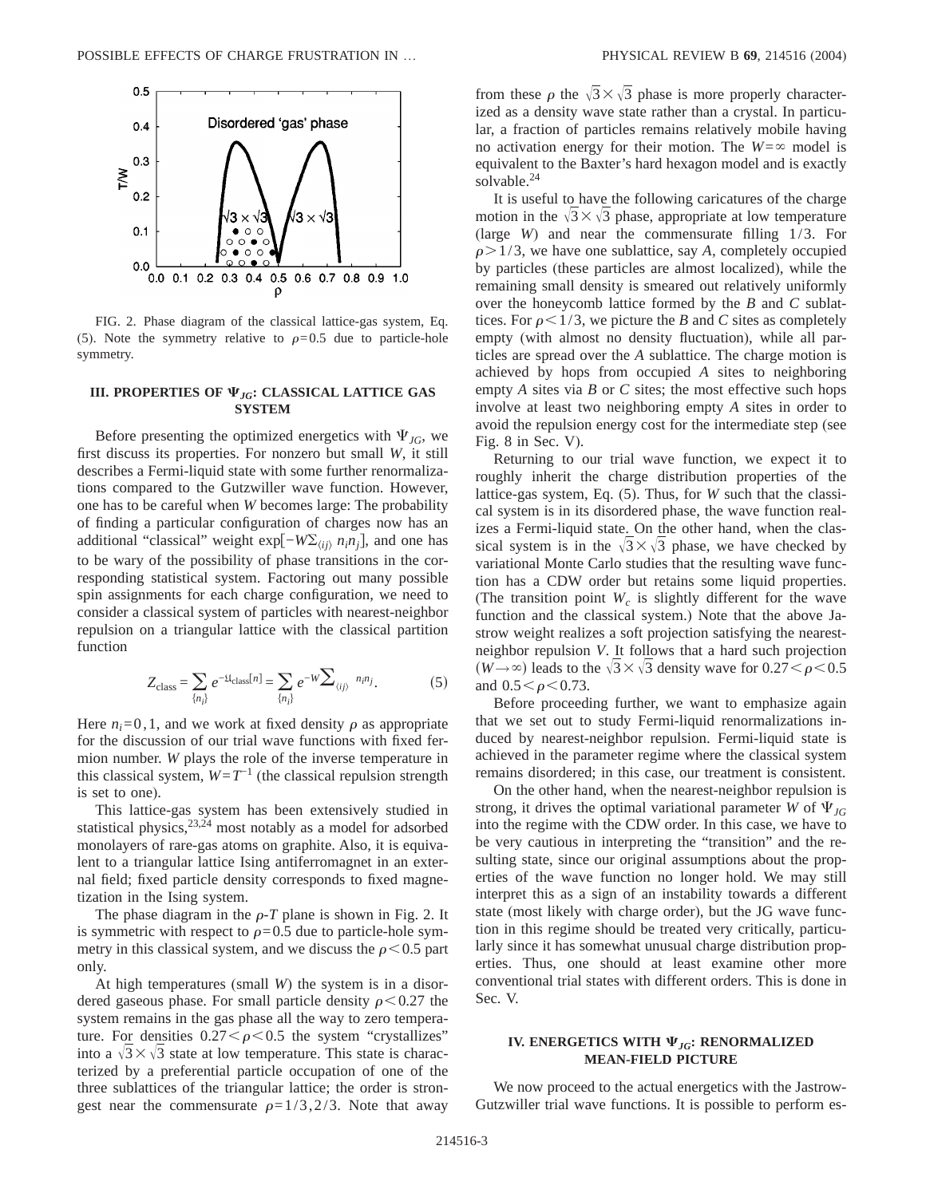FIG. 2. Phase diagram of the classical lattice-gas system, Eq. (5). Note the symmetry relative to $\rho=0.5$ due to particle-hole symmetry.

### III. PROPERTIES OF $\Psi_{JG}$: CLASSICAL LATTICE GAS SYSTEM

Before presenting the optimized energetics with $\Psi_{JG}$, we first discuss its properties. For nonzero but small $W$, it still describes a Fermi-liquid state with some further renormalizations compared to the Gutzwiller wave function. However, one has to be careful when $W$ becomes large: The probability of finding a particular configuration of charges now has an additional "classical" weight $\exp[-W\Sigma_{\langle ij\rangle} n_i n_j]$, and one has to be wary of the possibility of phase transitions in the corresponding statistical system. Factoring out many possible spin assignments for each charge configuration, we need to consider a classical system of particles with nearest-neighbor repulsion on a triangular lattice with the classical partition function

$$Z_{\text{class}} = \sum_{\{n_i\}} e^{-\mathfrak{U}_{\text{class}}[n]} = \sum_{\{n_i\}} e^{-W\sum_{\langle ij\rangle} n_i n_j}. \tag{5}$$

Here $n_i=0,1$, and we work at fixed density $\rho$ as appropriate for the discussion of our trial wave functions with fixed fermion number. $W$ plays the role of the inverse temperature in this classical system, $W=T^{-1}$ (the classical repulsion strength is set to one).

This lattice-gas system has been extensively studied in statistical physics,[23,24] most notably as a model for adsorbed monolayers of rare-gas atoms on graphite. Also, it is equivalent to a triangular lattice Ising antiferromagnet in an external field; fixed particle density corresponds to fixed magnetization in the Ising system.

The phase diagram in the $\rho$-$T$ plane is shown in Fig. 2. It is symmetric with respect to $\rho=0.5$ due to particle-hole symmetry in this classical system, and we discuss the $\rho<0.5$ part only.

At high temperatures (small $W$) the system is in a disordered gaseous phase. For small particle density $\rho<0.27$ the system remains in the gas phase all the way to zero temperature. For densities $0.27<\rho<0.5$ the system "crystallizes" into a $\sqrt{3}\times\sqrt{3}$ state at low temperature. This state is characterized by a preferential particle occupation of one of the three sublattices of the triangular lattice; the order is strongest near the commensurate $\rho=1/3,2/3$. Note that away from these $\rho$ the $\sqrt{3}\times\sqrt{3}$ phase is more properly characterized as a density wave state rather than a crystal. In particular, a fraction of particles remains relatively mobile having no activation energy for their motion. The $W=\infty$ model is equivalent to the Baxter's hard hexagon model and is exactly solvable.[24]

It is useful to have the following caricatures of the charge motion in the $\sqrt{3}\times\sqrt{3}$ phase, appropriate at low temperature (large $W$) and near the commensurate filling $1/3$. For $\rho>1/3$, we have one sublattice, say $A$, completely occupied by particles (these particles are almost localized), while the remaining small density is smeared out relatively uniformly over the honeycomb lattice formed by the $B$ and $C$ sublattices. For $\rho<1/3$, we picture the $B$ and $C$ sites as completely empty (with almost no density fluctuation), while all particles are spread over the $A$ sublattice. The charge motion is achieved by hops from occupied $A$ sites to neighboring empty $A$ sites via $B$ or $C$ sites; the most effective such hops involve at least two neighboring empty $A$ sites in order to avoid the repulsion energy cost for the intermediate step (see Fig. 8 in Sec. V).

Returning to our trial wave function, we expect it to roughly inherit the charge distribution properties of the lattice-gas system, Eq. (5). Thus, for $W$ such that the classical system is in its disordered phase, the wave function realizes a Fermi-liquid state. On the other hand, when the classical system is in the $\sqrt{3}\times\sqrt{3}$ phase, we have checked by variational Monte Carlo studies that the resulting wave function has a CDW order but retains some liquid properties. (The transition point $W_c$ is slightly different for the wave function and the classical system.) Note that the above Jastrow weight realizes a soft projection satisfying the nearest-neighbor repulsion $V$. It follows that a hard such projection ($W\to\infty$) leads to the $\sqrt{3}\times\sqrt{3}$ density wave for $0.27<\rho<0.5$ and $0.5<\rho<0.73$.

Before proceeding further, we want to emphasize again that we set out to study Fermi-liquid renormalizations induced by nearest-neighbor repulsion. Fermi-liquid state is achieved in the parameter regime where the classical system remains disordered; in this case, our treatment is consistent.

On the other hand, when the nearest-neighbor repulsion is strong, it drives the optimal variational parameter $W$ of $\Psi_{JG}$ into the regime with the CDW order. In this case, we have to be very cautious in interpreting the "transition" and the resulting state, since our original assumptions about the properties of the wave function no longer hold. We may still interpret this as a sign of an instability towards a different state (most likely with charge order), but the JG wave function in this regime should be treated very critically, particularly since it has somewhat unusual charge distribution properties. Thus, one should at least examine other more conventional trial states with different orders. This is done in Sec. V.

### IV. ENERGETICS WITH $\Psi_{JG}$: RENORMALIZED MEAN-FIELD PICTURE

We now proceed to the actual energetics with the Jastrow-Gutzwiller trial wave functions. It is possible to perform es-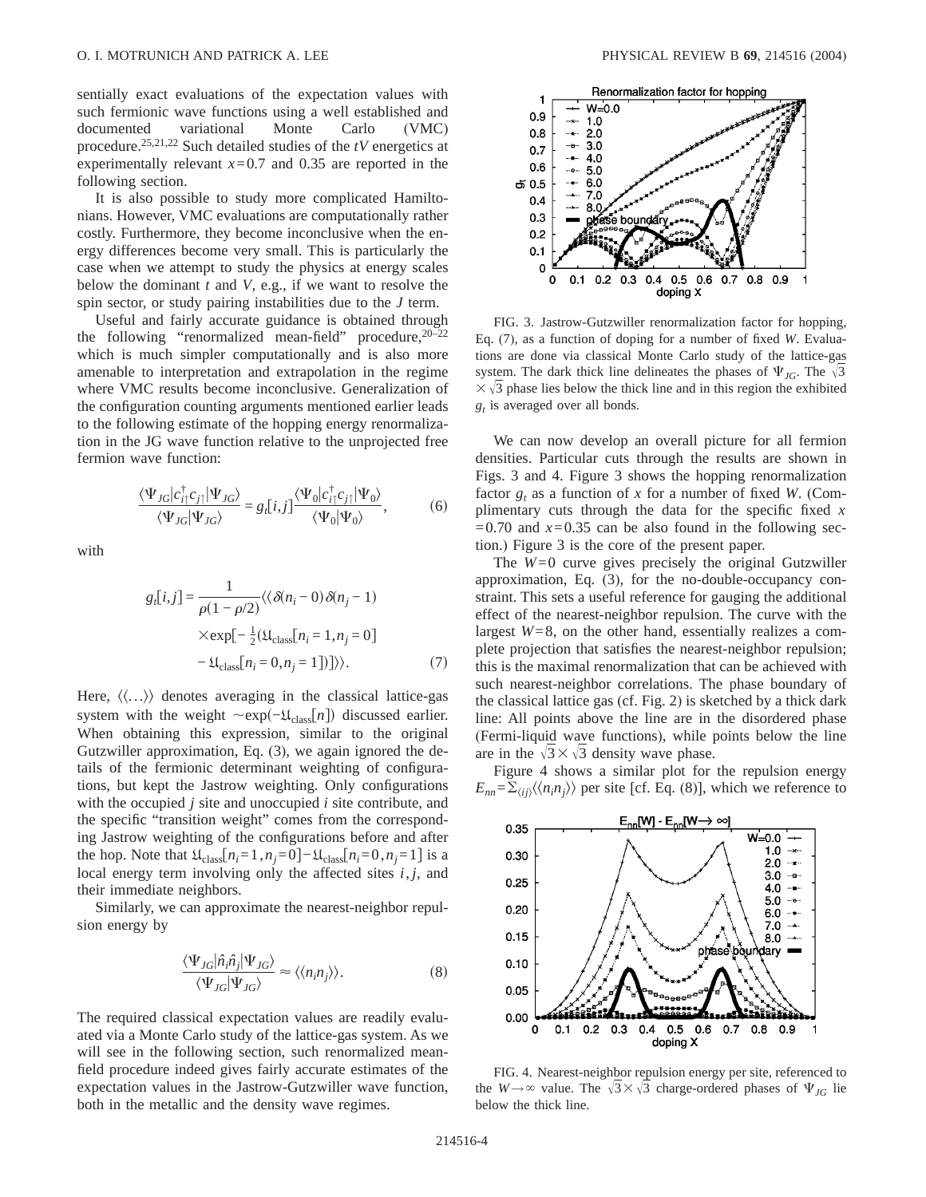sentially exact evaluations of the expectation values with such fermionic wave functions using a well established and documented variational Monte Carlo (VMC) procedure.[25,21,22] Such detailed studies of the $tV$ energetics at experimentally relevant $x=0.7$ and 0.35 are reported in the following section.

It is also possible to study more complicated Hamiltonians. However, VMC evaluations are computationally rather costly. Furthermore, they become inconclusive when the energy differences become very small. This is particularly the case when we attempt to study the physics at energy scales below the dominant $t$ and $V$, e.g., if we want to resolve the spin sector, or study pairing instabilities due to the $J$ term.

Useful and fairly accurate guidance is obtained through the following "renormalized mean-field" procedure,[20–22] which is much simpler computationally and is also more amenable to interpretation and extrapolation in the regime where VMC results become inconclusive. Generalization of the configuration counting arguments mentioned earlier leads to the following estimate of the hopping energy renormalization in the JG wave function relative to the unprojected free fermion wave function:

$$\frac{\langle \Psi_{JG} | c_{i\uparrow}^\dagger c_{j\uparrow} | \Psi_{JG} \rangle}{\langle \Psi_{JG} | \Psi_{JG} \rangle} = g_t[i,j] \frac{\langle \Psi_0 | c_{i\uparrow}^\dagger c_{j\uparrow} | \Psi_0 \rangle}{\langle \Psi_0 | \Psi_0 \rangle}, \tag{6}$$

with

$$g_t[i,j] = \frac{1}{\rho(1-\rho/2)} \langle\langle \delta(n_i - 0)\, \delta(n_j - 1) \times \exp[-\tfrac{1}{2}(\mathfrak{U}_{\rm class}[n_i=1, n_j=0] - \mathfrak{U}_{\rm class}[n_i=0, n_j=1])] \rangle\rangle. \tag{7}$$

Here, $\langle\langle \ldots \rangle\rangle$ denotes averaging in the classical lattice-gas system with the weight $\sim \exp(-\mathfrak{U}_{\rm class}[n])$ discussed earlier. When obtaining this expression, similar to the original Gutzwiller approximation, Eq. (3), we again ignored the details of the fermionic determinant weighting of configurations, but kept the Jastrow weighting. Only configurations with the occupied $j$ site and unoccupied $i$ site contribute, and the specific "transition weight" comes from the corresponding Jastrow weighting of the configurations before and after the hop. Note that $\mathfrak{U}_{\rm class}[n_i=1, n_j=0] - \mathfrak{U}_{\rm class}[n_i=0, n_j=1]$ is a local energy term involving only the affected sites $i, j$, and their immediate neighbors.

Similarly, we can approximate the nearest-neighbor repulsion energy by

$$\frac{\langle \Psi_{JG} | \hat{n}_i \hat{n}_j | \Psi_{JG} \rangle}{\langle \Psi_{JG} | \Psi_{JG} \rangle} \approx \langle\langle n_i n_j \rangle\rangle. \tag{8}$$

The required classical expectation values are readily evaluated via a Monte Carlo study of the lattice-gas system. As we will see in the following section, such renormalized mean-field procedure indeed gives fairly accurate estimates of the expectation values in the Jastrow-Gutzwiller wave function, both in the metallic and the density wave regimes.

FIG. 3. Jastrow-Gutzwiller renormalization factor for hopping, Eq. (7), as a function of doping for a number of fixed $W$. Evaluations are done via classical Monte Carlo study of the lattice-gas system. The dark thick line delineates the phases of $\Psi_{JG}$. The $\sqrt{3} \times \sqrt{3}$ phase lies below the thick line and in this region the exhibited $g_t$ is averaged over all bonds.

We can now develop an overall picture for all fermion densities. Particular cuts through the results are shown in Figs. 3 and 4. Figure 3 shows the hopping renormalization factor $g_t$ as a function of $x$ for a number of fixed $W$. (Complimentary cuts through the data for the specific fixed $x=0.70$ and $x=0.35$ can be also found in the following section.) Figure 3 is the core of the present paper.

The $W=0$ curve gives precisely the original Gutzwiller approximation, Eq. (3), for the no-double-occupancy constraint. This sets a useful reference for gauging the additional effect of the nearest-neighbor repulsion. The curve with the largest $W=8$, on the other hand, essentially realizes a complete projection that satisfies the nearest-neighbor repulsion; this is the maximal renormalization that can be achieved with such nearest-neighbor correlations. The phase boundary of the classical lattice gas (cf. Fig. 2) is sketched by a thick dark line: All points above the line are in the disordered phase (Fermi-liquid wave functions), while points below the line are in the $\sqrt{3} \times \sqrt{3}$ density wave phase.

Figure 4 shows a similar plot for the repulsion energy $E_{nn} = \Sigma_{\langle ij \rangle} \langle\langle n_i n_j \rangle\rangle$ per site [cf. Eq. (8)], which we reference to

FIG. 4. Nearest-neighbor repulsion energy per site, referenced to the $W \to \infty$ value. The $\sqrt{3} \times \sqrt{3}$ charge-ordered phases of $\Psi_{JG}$ lie below the thick line.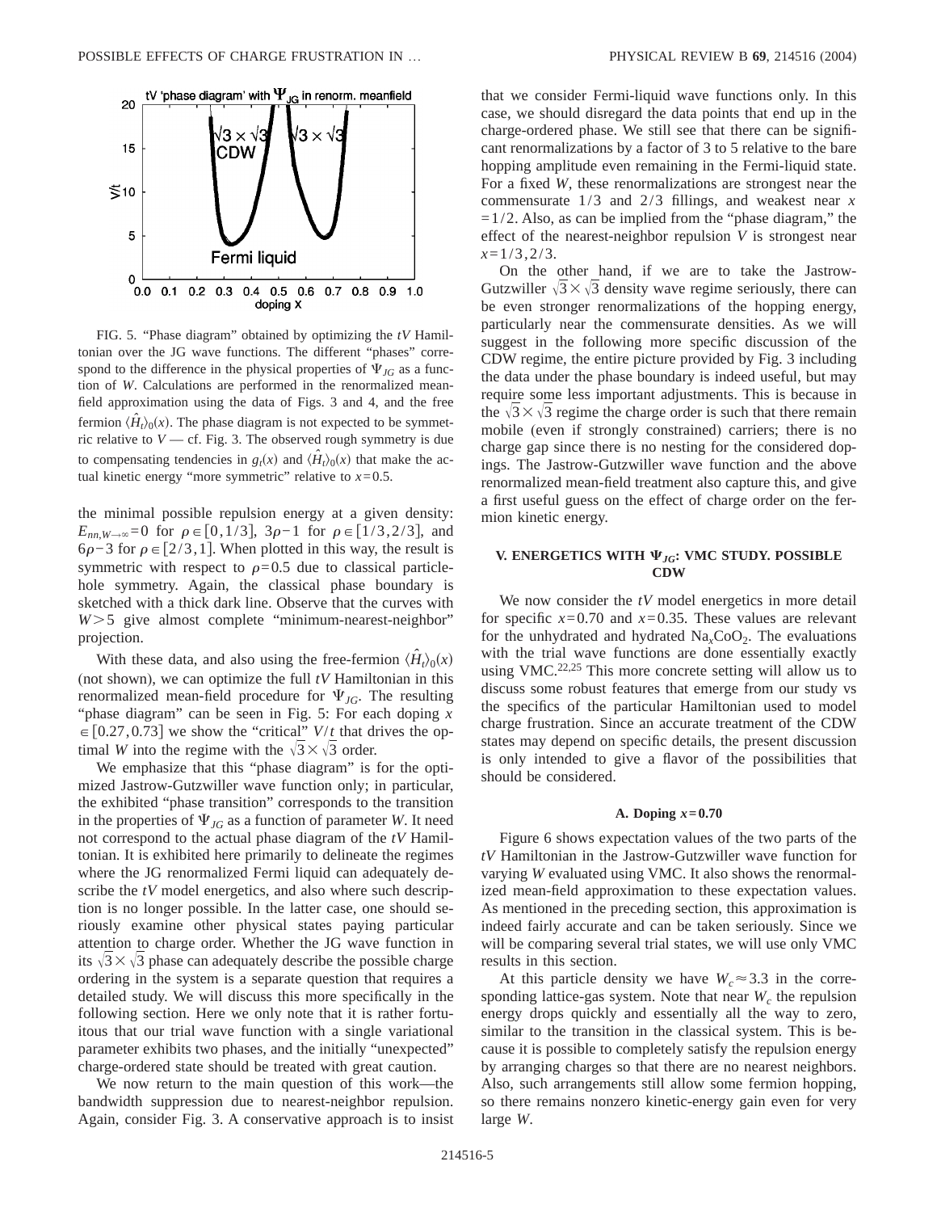FIG. 5. "Phase diagram" obtained by optimizing the $tV$ Hamiltonian over the JG wave functions. The different "phases" correspond to the difference in the physical properties of $\Psi_{JG}$ as a function of $W$. Calculations are performed in the renormalized mean-field approximation using the data of Figs. 3 and 4, and the free fermion $\langle \hat{H}_t \rangle_0(x)$. The phase diagram is not expected to be symmetric relative to $V$ — cf. Fig. 3. The observed rough symmetry is due to compensating tendencies in $g_t(x)$ and $\langle \hat{H}_t \rangle_0(x)$ that make the actual kinetic energy "more symmetric" relative to $x=0.5$.

the minimal possible repulsion energy at a given density: $E_{nn,W\to\infty}=0$ for $\rho \in [0,1/3]$, $3\rho-1$ for $\rho \in [1/3,2/3]$, and $6\rho-3$ for $\rho \in [2/3,1]$. When plotted in this way, the result is symmetric with respect to $\rho=0.5$ due to classical particle-hole symmetry. Again, the classical phase boundary is sketched with a thick dark line. Observe that the curves with $W>5$ give almost complete "minimum-nearest-neighbor" projection.

With these data, and also using the free-fermion $\langle \hat{H}_t \rangle_0(x)$ (not shown), we can optimize the full $tV$ Hamiltonian in this renormalized mean-field procedure for $\Psi_{JG}$. The resulting "phase diagram" can be seen in Fig. 5: For each doping $x \in [0.27, 0.73]$ we show the "critical" $V/t$ that drives the optimal $W$ into the regime with the $\sqrt{3}\times\sqrt{3}$ order.

We emphasize that this "phase diagram" is for the optimized Jastrow-Gutzwiller wave function only; in particular, the exhibited "phase transition" corresponds to the transition in the properties of $\Psi_{JG}$ as a function of parameter $W$. It need not correspond to the actual phase diagram of the $tV$ Hamiltonian. It is exhibited here primarily to delineate the regimes where the JG renormalized Fermi liquid can adequately describe the $tV$ model energetics, and also where such description is no longer possible. In the latter case, one should seriously examine other physical states paying particular attention to charge order. Whether the JG wave function in its $\sqrt{3}\times\sqrt{3}$ phase can adequately describe the possible charge ordering in the system is a separate question that requires a detailed study. We will discuss this more specifically in the following section. Here we only note that it is rather fortuitous that our trial wave function with a single variational parameter exhibits two phases, and the initially "unexpected" charge-ordered state should be treated with great caution.

We now return to the main question of this work—the bandwidth suppression due to nearest-neighbor repulsion. Again, consider Fig. 3. A conservative approach is to insist that we consider Fermi-liquid wave functions only. In this case, we should disregard the data points that end up in the charge-ordered phase. We still see that there can be significant renormalizations by a factor of 3 to 5 relative to the bare hopping amplitude even remaining in the Fermi-liquid state. For a fixed $W$, these renormalizations are strongest near the commensurate 1/3 and 2/3 fillings, and weakest near $x=1/2$. Also, as can be implied from the "phase diagram," the effect of the nearest-neighbor repulsion $V$ is strongest near $x=1/3, 2/3$.

On the other hand, if we are to take the Jastrow-Gutzwiller $\sqrt{3}\times\sqrt{3}$ density wave regime seriously, there can be even stronger renormalizations of the hopping energy, particularly near the commensurate densities. As we will suggest in the following more specific discussion of the CDW regime, the entire picture provided by Fig. 3 including the data under the phase boundary is indeed useful, but may require some less important adjustments. This is because in the $\sqrt{3}\times\sqrt{3}$ regime the charge order is such that there remain mobile (even if strongly constrained) carriers; there is no charge gap since there is no nesting for the considered dopings. The Jastrow-Gutzwiller wave function and the above renormalized mean-field treatment also capture this, and give a first useful guess on the effect of charge order on the fermion kinetic energy.

## V. ENERGETICS WITH $\Psi_{JG}$: VMC STUDY. POSSIBLE CDW

We now consider the $tV$ model energetics in more detail for specific $x=0.70$ and $x=0.35$. These values are relevant for the unhydrated and hydrated $Na_xCoO_2$. The evaluations with the trial wave functions are done essentially exactly using VMC.[22,25] This more concrete setting will allow us to discuss some robust features that emerge from our study vs the specifics of the particular Hamiltonian used to model charge frustration. Since an accurate treatment of the CDW states may depend on specific details, the present discussion is only intended to give a flavor of the possibilities that should be considered.

### A. Doping $x=0.70$

Figure 6 shows expectation values of the two parts of the $tV$ Hamiltonian in the Jastrow-Gutzwiller wave function for varying $W$ evaluated using VMC. It also shows the renormalized mean-field approximation to these expectation values. As mentioned in the preceding section, this approximation is indeed fairly accurate and can be taken seriously. Since we will be comparing several trial states, we will use only VMC results in this section.

At this particle density we have $W_c \approx 3.3$ in the corresponding lattice-gas system. Note that near $W_c$ the repulsion energy drops quickly and essentially all the way to zero, similar to the transition in the classical system. This is because it is possible to completely satisfy the repulsion energy by arranging charges so that there are no nearest neighbors. Also, such arrangements still allow some fermion hopping, so there remains nonzero kinetic-energy gain even for very large $W$.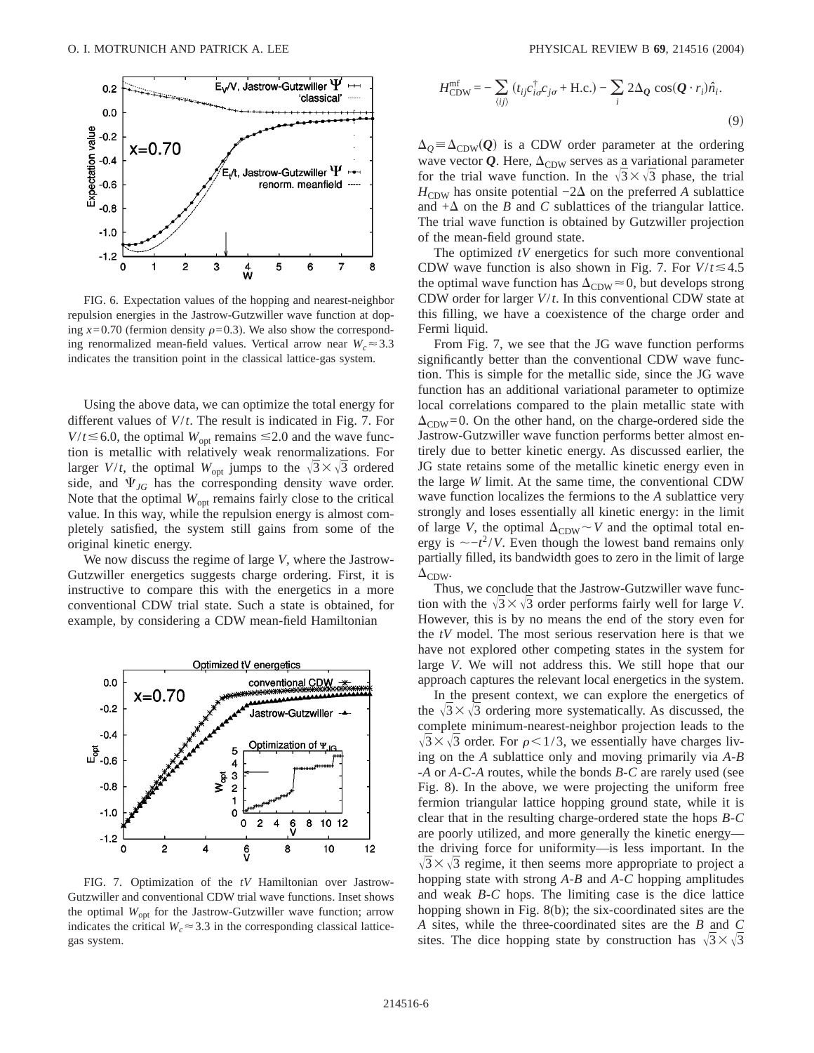FIG. 6. Expectation values of the hopping and nearest-neighbor repulsion energies in the Jastrow-Gutzwiller wave function at doping $x=0.70$ (fermion density $\rho=0.3$). We also show the corresponding renormalized mean-field values. Vertical arrow near $W_c \approx 3.3$ indicates the transition point in the classical lattice-gas system.

Using the above data, we can optimize the total energy for different values of $V/t$. The result is indicated in Fig. 7. For $V/t \lesssim 6.0$, the optimal $W_{\rm opt}$ remains $\lesssim 2.0$ and the wave function is metallic with relatively weak renormalizations. For larger $V/t$, the optimal $W_{\rm opt}$ jumps to the $\sqrt{3}\times\sqrt{3}$ ordered side, and $\Psi_{JG}$ has the corresponding density wave order. Note that the optimal $W_{\rm opt}$ remains fairly close to the critical value. In this way, while the repulsion energy is almost completely satisfied, the system still gains from some of the original kinetic energy.

We now discuss the regime of large $V$, where the Jastrow-Gutzwiller energetics suggests charge ordering. First, it is instructive to compare this with the energetics in a more conventional CDW trial state. Such a state is obtained, for example, by considering a CDW mean-field Hamiltonian

$$H_{\rm CDW}^{\rm mf} = -\sum_{\langle ij\rangle} (t_{ij} c_{i\sigma}^\dagger c_{j\sigma} + {\rm H.c.}) - \sum_i 2\Delta_{\boldsymbol{Q}} \cos(\boldsymbol{Q}\cdot r_i)\hat{n}_i. \tag{9}$$

$\Delta_Q \equiv \Delta_{\rm CDW}(\boldsymbol{Q})$ is a CDW order parameter at the ordering wave vector $\boldsymbol{Q}$. Here, $\Delta_{\rm CDW}$ serves as a variational parameter for the trial wave function. In the $\sqrt{3}\times\sqrt{3}$ phase, the trial $H_{\rm CDW}$ has onsite potential $-2\Delta$ on the preferred $A$ sublattice and $+\Delta$ on the $B$ and $C$ sublattices of the triangular lattice. The trial wave function is obtained by Gutzwiller projection of the mean-field ground state.

The optimized $tV$ energetics for such more conventional CDW wave function is also shown in Fig. 7. For $V/t \lesssim 4.5$ the optimal wave function has $\Delta_{\rm CDW}\approx 0$, but develops strong CDW order for larger $V/t$. In this conventional CDW state at this filling, we have a coexistence of the charge order and Fermi liquid.

From Fig. 7, we see that the JG wave function performs significantly better than the conventional CDW wave function. This is simple for the metallic side, since the JG wave function has an additional variational parameter to optimize local correlations compared to the plain metallic state with $\Delta_{\rm CDW}=0$. On the other hand, on the charge-ordered side the Jastrow-Gutzwiller wave function performs better almost entirely due to better kinetic energy. As discussed earlier, the JG state retains some of the metallic kinetic energy even in the large $W$ limit. At the same time, the conventional CDW wave function localizes the fermions to the $A$ sublattice very strongly and loses essentially all kinetic energy: in the limit of large $V$, the optimal $\Delta_{\rm CDW}\sim V$ and the optimal total energy is $\sim -t^2/V$. Even though the lowest band remains only partially filled, its bandwidth goes to zero in the limit of large $\Delta_{\rm CDW}$.

FIG. 7. Optimization of the $tV$ Hamiltonian over Jastrow-Gutzwiller and conventional CDW trial wave functions. Inset shows the optimal $W_{\rm opt}$ for the Jastrow-Gutzwiller wave function; arrow indicates the critical $W_c \approx 3.3$ in the corresponding classical lattice-gas system.

Thus, we conclude that the Jastrow-Gutzwiller wave function with the $\sqrt{3}\times\sqrt{3}$ order performs fairly well for large $V$. However, this is by no means the end of the story even for the $tV$ model. The most serious reservation here is that we have not explored other competing states in the system for large $V$. We will not address this. We still hope that our approach captures the relevant local energetics in the system.

In the present context, we can explore the energetics of the $\sqrt{3}\times\sqrt{3}$ ordering more systematically. As discussed, the complete minimum-nearest-neighbor projection leads to the $\sqrt{3}\times\sqrt{3}$ order. For $\rho<1/3$, we essentially have charges living on the $A$ sublattice only and moving primarily via $A$-$B$-$A$ or $A$-$C$-$A$ routes, while the bonds $B$-$C$ are rarely used (see Fig. 8). In the above, we were projecting the uniform free fermion triangular lattice hopping ground state, while it is clear that in the resulting charge-ordered state the hops $B$-$C$ are poorly utilized, and more generally the kinetic energy—the driving force for uniformity—is less important. In the $\sqrt{3}\times\sqrt{3}$ regime, it then seems more appropriate to project a hopping state with strong $A$-$B$ and $A$-$C$ hopping amplitudes and weak $B$-$C$ hops. The limiting case is the dice lattice hopping shown in Fig. 8(b); the six-coordinated sites are the $A$ sites, while the three-coordinated sites are the $B$ and $C$ sites. The dice hopping state by construction has $\sqrt{3}\times\sqrt{3}$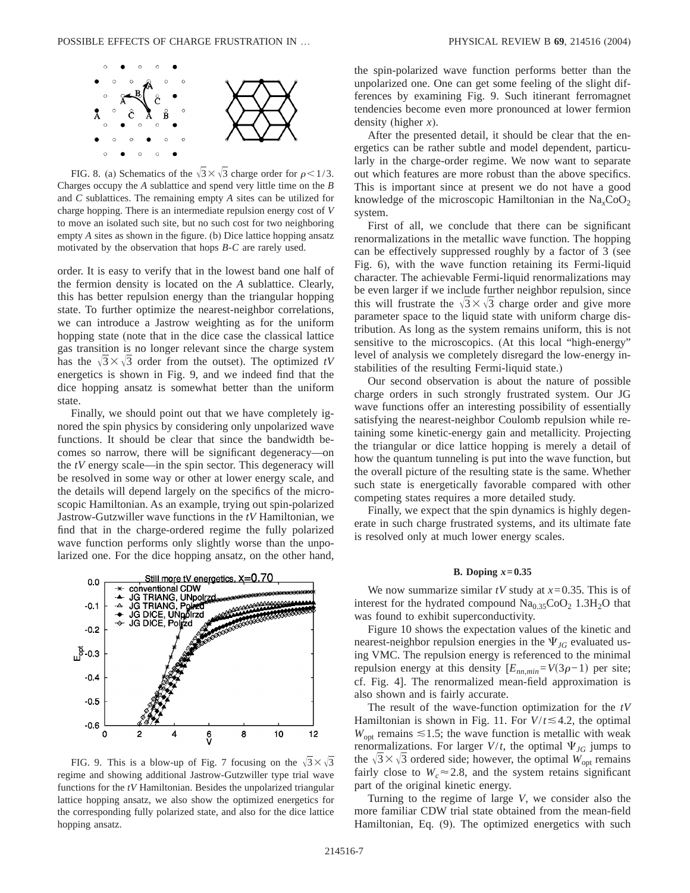FIG. 8. (a) Schematics of the $\sqrt{3}\times\sqrt{3}$ charge order for $\rho<1/3$. Charges occupy the $A$ sublattice and spend very little time on the $B$ and $C$ sublattices. The remaining empty $A$ sites can be utilized for charge hopping. There is an intermediate repulsion energy cost of $V$ to move an isolated such site, but no such cost for two neighboring empty $A$ sites as shown in the figure. (b) Dice lattice hopping ansatz motivated by the observation that hops $B$-$C$ are rarely used.

order. It is easy to verify that in the lowest band one half of the fermion density is located on the $A$ sublattice. Clearly, this has better repulsion energy than the triangular hopping state. To further optimize the nearest-neighbor correlations, we can introduce a Jastrow weighting as for the uniform hopping state (note that in the dice case the classical lattice gas transition is no longer relevant since the charge system has the $\sqrt{3}\times\sqrt{3}$ order from the outset). The optimized $tV$ energetics is shown in Fig. 9, and we indeed find that the dice hopping ansatz is somewhat better than the uniform state.

Finally, we should point out that we have completely ignored the spin physics by considering only unpolarized wave functions. It should be clear that since the bandwidth becomes so narrow, there will be significant degeneracy—on the $tV$ energy scale—in the spin sector. This degeneracy will be resolved in some way or other at lower energy scale, and the details will depend largely on the specifics of the microscopic Hamiltonian. As an example, trying out spin-polarized Jastrow-Gutzwiller wave functions in the $tV$ Hamiltonian, we find that in the charge-ordered regime the fully polarized wave function performs only slightly worse than the unpolarized one. For the dice hopping ansatz, on the other hand,

Still more tV energetics, x=0.70
conventional CDW
JG TRIANG, UNpolrzd
JG TRIANG, Polrzd
JG DICE, UNpolrzd
JG DICE, Polrzd
$E_{opt}$
V

FIG. 9. This is a blow-up of Fig. 7 focusing on the $\sqrt{3}\times\sqrt{3}$ regime and showing additional Jastrow-Gutzwiller type trial wave functions for the $tV$ Hamiltonian. Besides the unpolarized triangular lattice hopping ansatz, we also show the optimized energetics for the corresponding fully polarized state, and also for the dice lattice hopping ansatz.

the spin-polarized wave function performs better than the unpolarized one. One can get some feeling of the slight differences by examining Fig. 9. Such itinerant ferromagnet tendencies become even more pronounced at lower fermion density (higher $x$).

After the presented detail, it should be clear that the energetics can be rather subtle and model dependent, particularly in the charge-order regime. We now want to separate out which features are more robust than the above specifics. This is important since at present we do not have a good knowledge of the microscopic Hamiltonian in the $Na_xCoO_2$ system.

First of all, we conclude that there can be significant renormalizations in the metallic wave function. The hopping can be effectively suppressed roughly by a factor of 3 (see Fig. 6), with the wave function retaining its Fermi-liquid character. The achievable Fermi-liquid renormalizations may be even larger if we include further neighbor repulsion, since this will frustrate the $\sqrt{3}\times\sqrt{3}$ charge order and give more parameter space to the liquid state with uniform charge distribution. As long as the system remains uniform, this is not sensitive to the microscopics. (At this local "high-energy" level of analysis we completely disregard the low-energy instabilities of the resulting Fermi-liquid state.)

Our second observation is about the nature of possible charge orders in such strongly frustrated system. Our JG wave functions offer an interesting possibility of essentially satisfying the nearest-neighbor Coulomb repulsion while retaining some kinetic-energy gain and metallicity. Projecting the triangular or dice lattice hopping is merely a detail of how the quantum tunneling is put into the wave function, but the overall picture of the resulting state is the same. Whether such state is energetically favorable compared with other competing states requires a more detailed study.

Finally, we expect that the spin dynamics is highly degenerate in such charge frustrated systems, and its ultimate fate is resolved only at much lower energy scales.

### B. Doping $x=0.35$

We now summarize similar $tV$ study at $x=0.35$. This is of interest for the hydrated compound $Na_{0.35}CoO_2$ $1.3H_2O$ that was found to exhibit superconductivity.

Figure 10 shows the expectation values of the kinetic and nearest-neighbor repulsion energies in the $\Psi_{JG}$ evaluated using VMC. The repulsion energy is referenced to the minimal repulsion energy at this density [$E_{nn,min}=V(3\rho-1)$ per site; cf. Fig. 4]. The renormalized mean-field approximation is also shown and is fairly accurate.

The result of the wave-function optimization for the $tV$ Hamiltonian is shown in Fig. 11. For $V/t\lesssim 4.2$, the optimal $W_{\rm opt}$ remains $\lesssim 1.5$; the wave function is metallic with weak renormalizations. For larger $V/t$, the optimal $\Psi_{JG}$ jumps to the $\sqrt{3}\times\sqrt{3}$ ordered side; however, the optimal $W_{\rm opt}$ remains fairly close to $W_c\approx 2.8$, and the system retains significant part of the original kinetic energy.

Turning to the regime of large $V$, we consider also the more familiar CDW trial state obtained from the mean-field Hamiltonian, Eq. (9). The optimized energetics with such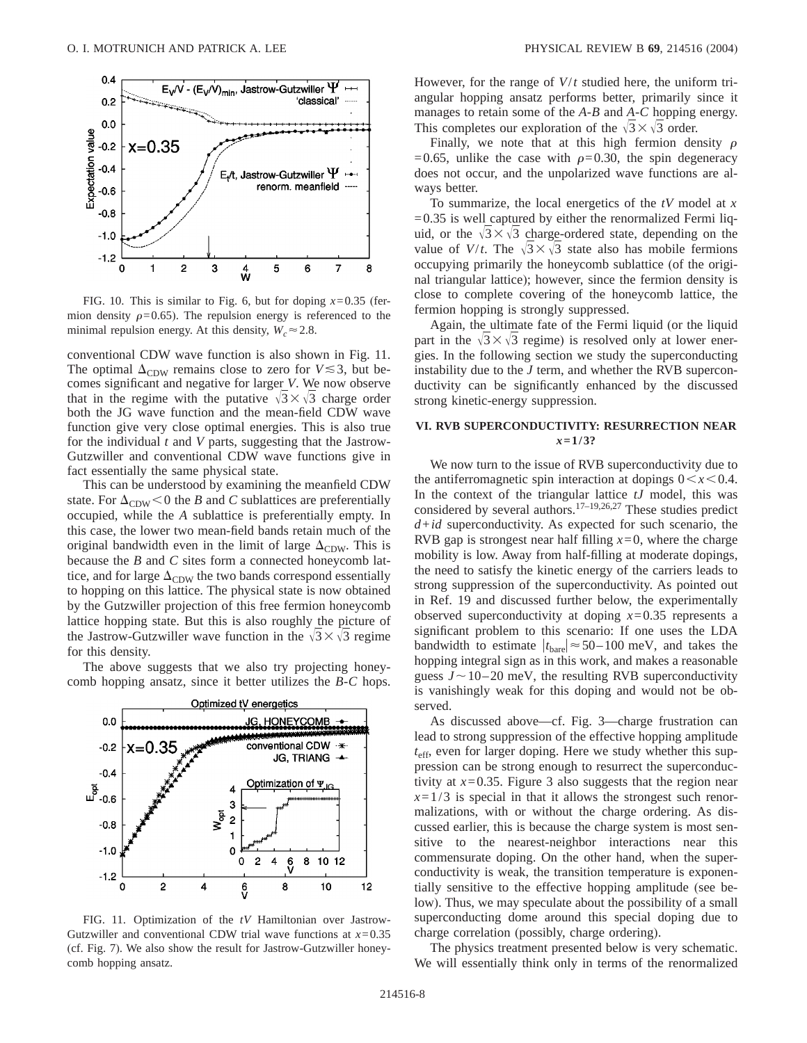FIG. 10. This is similar to Fig. 6, but for doping $x=0.35$ (fermion density $\rho=0.65$). The repulsion energy is referenced to the minimal repulsion energy. At this density, $W_c \approx 2.8$.

conventional CDW wave function is also shown in Fig. 11. The optimal $\Delta_{\rm CDW}$ remains close to zero for $V \lesssim 3$, but becomes significant and negative for larger $V$. We now observe that in the regime with the putative $\sqrt{3}\times\sqrt{3}$ charge order both the JG wave function and the mean-field CDW wave function give very close optimal energies. This is also true for the individual $t$ and $V$ parts, suggesting that the Jastrow-Gutzwiller and conventional CDW wave functions give in fact essentially the same physical state.

This can be understood by examining the meanfield CDW state. For $\Delta_{\rm CDW}<0$ the $B$ and $C$ sublattices are preferentially occupied, while the $A$ sublattice is preferentially empty. In this case, the lower two mean-field bands retain much of the original bandwidth even in the limit of large $\Delta_{\rm CDW}$. This is because the $B$ and $C$ sites form a connected honeycomb lattice, and for large $\Delta_{\rm CDW}$ the two bands correspond essentially to hopping on this lattice. The physical state is now obtained by the Gutzwiller projection of this free fermion honeycomb lattice hopping state. But this is also roughly the picture of the Jastrow-Gutzwiller wave function in the $\sqrt{3}\times\sqrt{3}$ regime for this density.

The above suggests that we also try projecting honeycomb hopping ansatz, since it better utilizes the $B$-$C$ hops.

FIG. 11. Optimization of the $tV$ Hamiltonian over Jastrow-Gutzwiller and conventional CDW trial wave functions at $x=0.35$ (cf. Fig. 7). We also show the result for Jastrow-Gutzwiller honeycomb hopping ansatz.

However, for the range of $V/t$ studied here, the uniform triangular hopping ansatz performs better, primarily since it manages to retain some of the $A$-$B$ and $A$-$C$ hopping energy. This completes our exploration of the $\sqrt{3}\times\sqrt{3}$ order.

Finally, we note that at this high fermion density $\rho=0.65$, unlike the case with $\rho=0.30$, the spin degeneracy does not occur, and the unpolarized wave functions are always better.

To summarize, the local energetics of the $tV$ model at $x=0.35$ is well captured by either the renormalized Fermi liquid, or the $\sqrt{3}\times\sqrt{3}$ charge-ordered state, depending on the value of $V/t$. The $\sqrt{3}\times\sqrt{3}$ state also has mobile fermions occupying primarily the honeycomb sublattice (of the original triangular lattice); however, since the fermion density is close to complete covering of the honeycomb lattice, the fermion hopping is strongly suppressed.

Again, the ultimate fate of the Fermi liquid (or the liquid part in the $\sqrt{3}\times\sqrt{3}$ regime) is resolved only at lower energies. In the following section we study the superconducting instability due to the $J$ term, and whether the RVB superconductivity can be significantly enhanced by the discussed strong kinetic-energy suppression.

## VI. RVB SUPERCONDUCTIVITY: RESURRECTION NEAR $x=1/3$?

We now turn to the issue of RVB superconductivity due to the antiferromagnetic spin interaction at dopings $0<x<0.4$. In the context of the triangular lattice $tJ$ model, this was considered by several authors.[17–19,26,27] These studies predict $d+id$ superconductivity. As expected for such scenario, the RVB gap is strongest near half filling $x=0$, where the charge mobility is low. Away from half-filling at moderate dopings, the need to satisfy the kinetic energy of the carriers leads to strong suppression of the superconductivity. As pointed out in Ref. 19 and discussed further below, the experimentally observed superconductivity at doping $x=0.35$ represents a significant problem to this scenario: If one uses the LDA bandwidth to estimate $|t_{\rm bare}| \approx 50$–$100$ meV, and takes the hopping integral sign as in this work, and makes a reasonable guess $J \sim 10$–$20$ meV, the resulting RVB superconductivity is vanishingly weak for this doping and would not be observed.

As discussed above—cf. Fig. 3—charge frustration can lead to strong suppression of the effective hopping amplitude $t_{\rm eff}$, even for larger doping. Here we study whether this suppression can be strong enough to resurrect the superconductivity at $x=0.35$. Figure 3 also suggests that the region near $x=1/3$ is special in that it allows the strongest such renormalizations, with or without the charge ordering. As discussed earlier, this is because the charge system is most sensitive to the nearest-neighbor interactions near this commensurate doping. On the other hand, when the superconductivity is weak, the transition temperature is exponentially sensitive to the effective hopping amplitude (see below). Thus, we may speculate about the possibility of a small superconducting dome around this special doping due to charge correlation (possibly, charge ordering).

The physics treatment presented below is very schematic. We will essentially think only in terms of the renormalized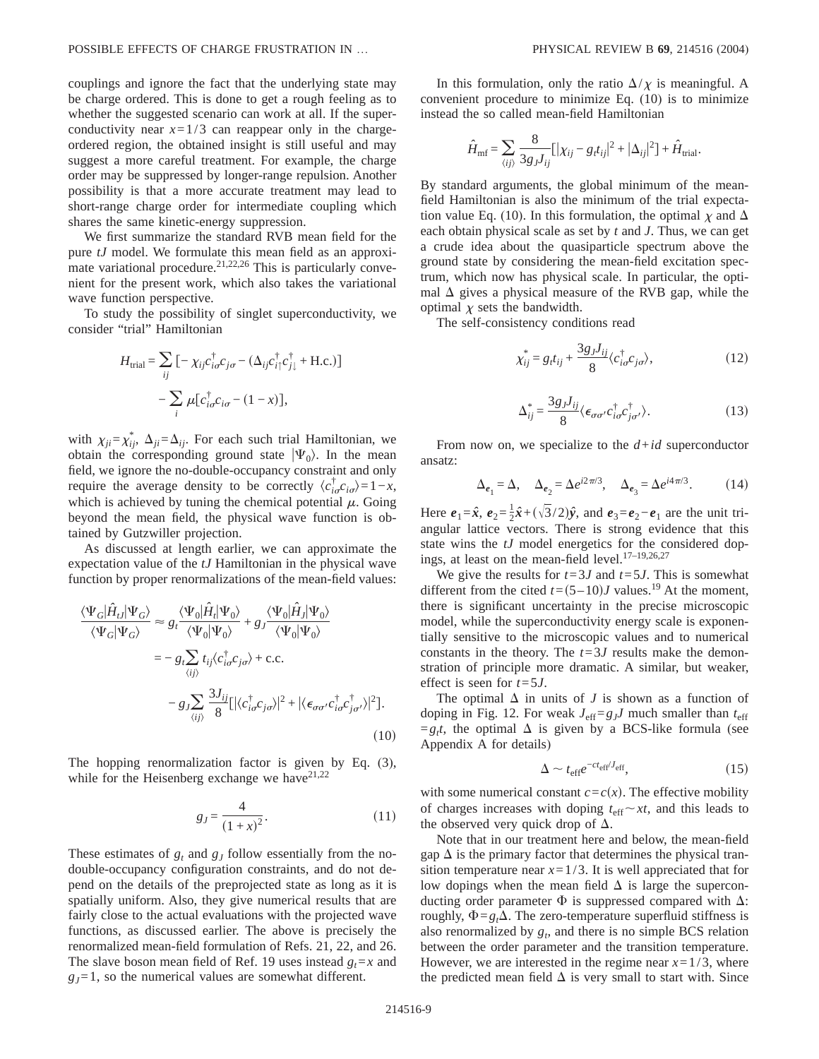couplings and ignore the fact that the underlying state may be charge ordered. This is done to get a rough feeling as to whether the suggested scenario can work at all. If the superconductivity near $x=1/3$ can reappear only in the charge-ordered region, the obtained insight is still useful and may suggest a more careful treatment. For example, the charge order may be suppressed by longer-range repulsion. Another possibility is that a more accurate treatment may lead to short-range charge order for intermediate coupling which shares the same kinetic-energy suppression.

We first summarize the standard RVB mean field for the pure $tJ$ model. We formulate this mean field as an approximate variational procedure.[21,22,26] This is particularly convenient for the present work, which also takes the variational wave function perspective.

To study the possibility of singlet superconductivity, we consider "trial" Hamiltonian

$$H_{\mathrm{trial}} = \sum_{ij} [-\chi_{ij} c_{i\sigma}^\dagger c_{j\sigma} - (\Delta_{ij} c_{i\uparrow}^\dagger c_{j\downarrow}^\dagger + \mathrm{H.c.})] - \sum_i \mu [c_{i\sigma}^\dagger c_{i\sigma} - (1-x)],$$

with $\chi_{ji}=\chi_{ij}^*$, $\Delta_{ji}=\Delta_{ij}$. For each such trial Hamiltonian, we obtain the corresponding ground state $|\Psi_0\rangle$. In the mean field, we ignore the no-double-occupancy constraint and only require the average density to be correctly $\langle c_{i\sigma}^\dagger c_{i\sigma}\rangle = 1-x$, which is achieved by tuning the chemical potential $\mu$. Going beyond the mean field, the physical wave function is obtained by Gutzwiller projection.

As discussed at length earlier, we can approximate the expectation value of the $tJ$ Hamiltonian in the physical wave function by proper renormalizations of the mean-field values:

$$\begin{aligned}
\frac{\langle \Psi_G | \hat{H}_{tJ} | \Psi_G \rangle}{\langle \Psi_G | \Psi_G \rangle} &\approx g_t \frac{\langle \Psi_0 | \hat{H}_t | \Psi_0 \rangle}{\langle \Psi_0 | \Psi_0 \rangle} + g_J \frac{\langle \Psi_0 | \hat{H}_J | \Psi_0 \rangle}{\langle \Psi_0 | \Psi_0 \rangle} \\
&= -g_t \sum_{\langle ij \rangle} t_{ij} \langle c_{i\sigma}^\dagger c_{j\sigma} \rangle + \mathrm{c.c.} \\
&\quad - g_J \sum_{\langle ij \rangle} \frac{3J_{ij}}{8} [|\langle c_{i\sigma}^\dagger c_{j\sigma} \rangle|^2 + |\langle \epsilon_{\sigma\sigma'} c_{i\sigma}^\dagger c_{j\sigma'}^\dagger \rangle|^2].
\end{aligned} \tag{10}$$

The hopping renormalization factor is given by Eq. (3), while for the Heisenberg exchange we have[21,22]

$$g_J = \frac{4}{(1+x)^2}. \tag{11}$$

These estimates of $g_t$ and $g_J$ follow essentially from the no-double-occupancy configuration constraints, and do not depend on the details of the preprojected state as long as it is spatially uniform. Also, they give numerical results that are fairly close to the actual evaluations with the projected wave functions, as discussed earlier. The above is precisely the renormalized mean-field formulation of Refs. 21, 22, and 26. The slave boson mean field of Ref. 19 uses instead $g_t=x$ and $g_J=1$, so the numerical values are somewhat different.

In this formulation, only the ratio $\Delta/\chi$ is meaningful. A convenient procedure to minimize Eq. (10) is to minimize instead the so called mean-field Hamiltonian

$$\hat{H}_{\mathrm{mf}} = \sum_{\langle ij \rangle} \frac{8}{3 g_J J_{ij}} [|\chi_{ij} - g_t t_{ij}|^2 + |\Delta_{ij}|^2] + \hat{H}_{\mathrm{trial}}.$$

By standard arguments, the global minimum of the mean-field Hamiltonian is also the minimum of the trial expectation value Eq. (10). In this formulation, the optimal $\chi$ and $\Delta$ each obtain physical scale as set by $t$ and $J$. Thus, we can get a crude idea about the quasiparticle spectrum above the ground state by considering the mean-field excitation spectrum, which now has physical scale. In particular, the optimal $\Delta$ gives a physical measure of the RVB gap, while the optimal $\chi$ sets the bandwidth.

The self-consistency conditions read

$$\chi_{ij}^* = g_t t_{ij} + \frac{3 g_J J_{ij}}{8} \langle c_{i\sigma}^\dagger c_{j\sigma} \rangle, \tag{12}$$

$$\Delta_{ij}^* = \frac{3 g_J J_{ij}}{8} \langle \epsilon_{\sigma\sigma'} c_{i\sigma}^\dagger c_{j\sigma'}^\dagger \rangle. \tag{13}$$

From now on, we specialize to the $d+id$ superconductor ansatz:

$$\Delta_{e_1} = \Delta, \quad \Delta_{e_2} = \Delta e^{i2\pi/3}, \quad \Delta_{e_3} = \Delta e^{i4\pi/3}. \tag{14}$$

Here $\boldsymbol{e}_1 = \hat{\boldsymbol{x}}$, $\boldsymbol{e}_2 = \frac{1}{2}\hat{\boldsymbol{x}} + (\sqrt{3}/2)\hat{\boldsymbol{y}}$, and $\boldsymbol{e}_3 = \boldsymbol{e}_2 - \boldsymbol{e}_1$ are the unit triangular lattice vectors. There is strong evidence that this state wins the $tJ$ model energetics for the considered dopings, at least on the mean-field level.[17–19,26,27]

We give the results for $t=3J$ and $t=5J$. This is somewhat different from the cited $t=(5-10)J$ values.[19] At the moment, there is significant uncertainty in the precise microscopic model, while the superconductivity energy scale is exponentially sensitive to the microscopic values and to numerical constants in the theory. The $t=3J$ results make the demonstration of principle more dramatic. A similar, but weaker, effect is seen for $t=5J$.

The optimal $\Delta$ in units of $J$ is shown as a function of doping in Fig. 12. For weak $J_{\mathrm{eff}} = g_J J$ much smaller than $t_{\mathrm{eff}} = g_t t$, the optimal $\Delta$ is given by a BCS-like formula (see Appendix A for details)

$$\Delta \sim t_{\mathrm{eff}} e^{-c t_{\mathrm{eff}}/J_{\mathrm{eff}}}, \tag{15}$$

with some numerical constant $c=c(x)$. The effective mobility of charges increases with doping $t_{\mathrm{eff}} \sim xt$, and this leads to the observed very quick drop of $\Delta$.

Note that in our treatment here and below, the mean-field gap $\Delta$ is the primary factor that determines the physical transition temperature near $x=1/3$. It is well appreciated that for low dopings when the mean field $\Delta$ is large the superconducting order parameter $\Phi$ is suppressed compared with $\Delta$: roughly, $\Phi = g_t \Delta$. The zero-temperature superfluid stiffness is also renormalized by $g_t$, and there is no simple BCS relation between the order parameter and the transition temperature. However, we are interested in the regime near $x=1/3$, where the predicted mean field $\Delta$ is very small to start with. Since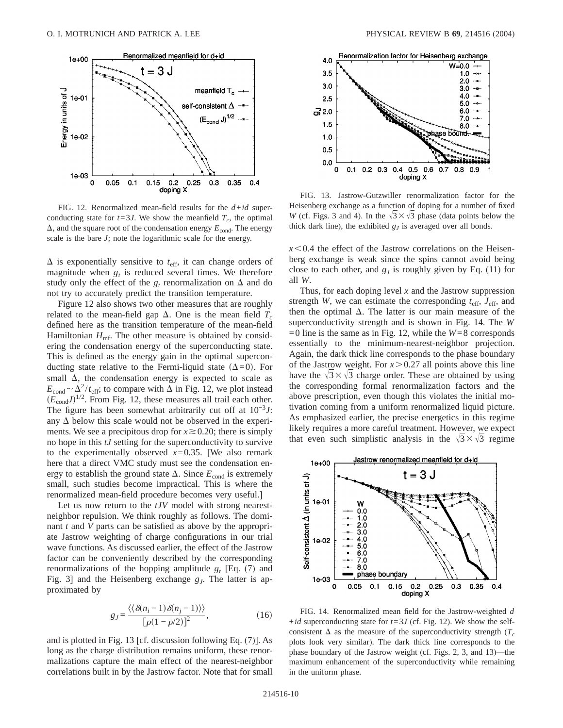FIG. 12. Renormalized mean-field results for the $d+id$ superconducting state for $t=3J$. We show the meanfield $T_c$, the optimal $\Delta$, and the square root of the condensation energy $E_{\rm cond}$. The energy scale is the bare $J$; note the logarithmic scale for the energy.

$\Delta$ is exponentially sensitive to $t_{\rm eff}$, it can change orders of magnitude when $g_t$ is reduced several times. We therefore study only the effect of the $g_t$ renormalization on $\Delta$ and do not try to accurately predict the transition temperature.

Figure 12 also shows two other measures that are roughly related to the mean-field gap $\Delta$. One is the mean field $T_c$ defined here as the transition temperature of the mean-field Hamiltonian $H_{\rm mf}$. The other measure is obtained by considering the condensation energy of the superconducting state. This is defined as the energy gain in the optimal superconducting state relative to the Fermi-liquid state ($\Delta=0$). For small $\Delta$, the condensation energy is expected to scale as $E_{\rm cond}\sim\Delta^2/t_{\rm eff}$; to compare with $\Delta$ in Fig. 12, we plot instead $(E_{\rm cond}J)^{1/2}$. From Fig. 12, these measures all trail each other. The figure has been somewhat arbitrarily cut off at $10^{-3}J$: any $\Delta$ below this scale would not be observed in the experiments. We see a precipitous drop for $x\gtrsim 0.20$; there is simply no hope in this $tJ$ setting for the superconductivity to survive to the experimentally observed $x=0.35$. [We also remark here that a direct VMC study must see the condensation energy to establish the ground state $\Delta$. Since $E_{\rm cond}$ is extremely small, such studies become impractical. This is where the renormalized mean-field procedure becomes very useful.]

Let us now return to the $tJV$ model with strong nearest-neighbor repulsion. We think roughly as follows. The dominant $t$ and $V$ parts can be satisfied as above by the appropriate Jastrow weighting of charge configurations in our trial wave functions. As discussed earlier, the effect of the Jastrow factor can be conveniently described by the corresponding renormalizations of the hopping amplitude $g_t$ [Eq. (7) and Fig. 3] and the Heisenberg exchange $g_J$. The latter is approximated by

$$g_J=\frac{\langle\langle\delta(n_i-1)\,\delta(n_j-1)\rangle\rangle}{[\rho(1-\rho/2)]^2}, \tag{16}$$

and is plotted in Fig. 13 [cf. discussion following Eq. (7)]. As long as the charge distribution remains uniform, these renormalizations capture the main effect of the nearest-neighbor correlations built in by the Jastrow factor. Note that for small $x<0.4$ the effect of the Jastrow correlations on the Heisenberg exchange is weak since the spins cannot avoid being close to each other, and $g_J$ is roughly given by Eq. (11) for all $W$.

FIG. 13. Jastrow-Gutzwiller renormalization factor for the Heisenberg exchange as a function of doping for a number of fixed $W$ (cf. Figs. 3 and 4). In the $\sqrt{3}\times\sqrt{3}$ phase (data points below the thick dark line), the exhibited $g_J$ is averaged over all bonds.

Thus, for each doping level $x$ and the Jastrow suppression strength $W$, we can estimate the corresponding $t_{\rm eff}$, $J_{\rm eff}$, and then the optimal $\Delta$. The latter is our main measure of the superconductivity strength and is shown in Fig. 14. The $W=0$ line is the same as in Fig. 12, while the $W=8$ corresponds essentially to the minimum-nearest-neighbor projection. Again, the dark thick line corresponds to the phase boundary of the Jastrow weight. For $x>0.27$ all points above this line have the $\sqrt{3}\times\sqrt{3}$ charge order. These are obtained by using the corresponding formal renormalization factors and the above prescription, even though this violates the initial motivation coming from a uniform renormalized liquid picture. As emphasized earlier, the precise energetics in this regime likely requires a more careful treatment. However, we expect that even such simplistic analysis in the $\sqrt{3}\times\sqrt{3}$ regime

FIG. 14. Renormalized mean field for the Jastrow-weighted $d+id$ superconducting state for $t=3J$ (cf. Fig. 12). We show the self-consistent $\Delta$ as the measure of the superconductivity strength ($T_c$ plots look very similar). The dark thick line corresponds to the phase boundary of the Jastrow weight (cf. Figs. 2, 3, and 13)—the maximum enhancement of the superconductivity while remaining in the uniform phase.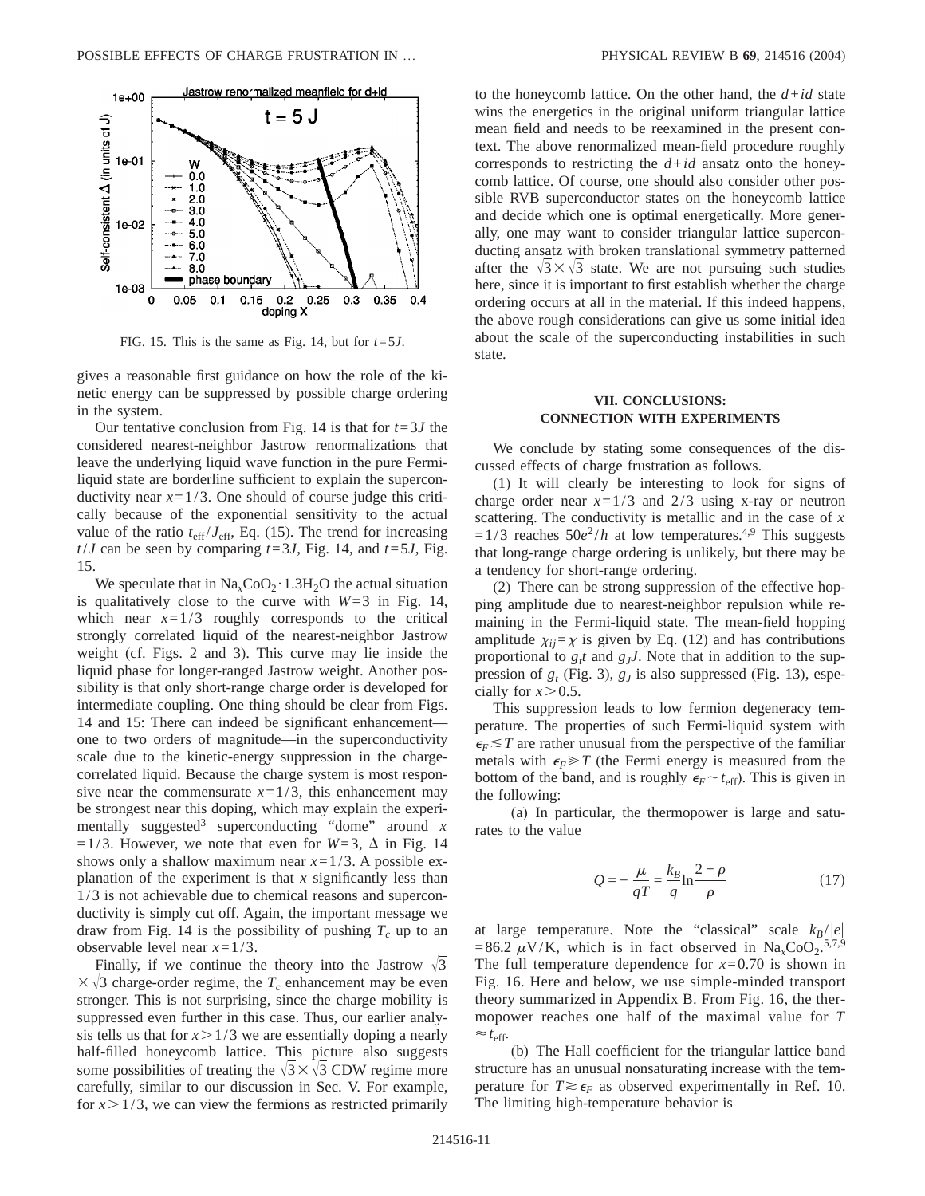FIG. 15. This is the same as Fig. 14, but for $t=5J$.

gives a reasonable first guidance on how the role of the kinetic energy can be suppressed by possible charge ordering in the system.

Our tentative conclusion from Fig. 14 is that for $t=3J$ the considered nearest-neighbor Jastrow renormalizations that leave the underlying liquid wave function in the pure Fermi-liquid state are borderline sufficient to explain the superconductivity near $x=1/3$. One should of course judge this critically because of the exponential sensitivity to the actual value of the ratio $t_{\mathrm{eff}}/J_{\mathrm{eff}}$, Eq. (15). The trend for increasing $t/J$ can be seen by comparing $t=3J$, Fig. 14, and $t=5J$, Fig. 15.

We speculate that in $Na_xCoO_2 \cdot 1.3H_2O$ the actual situation is qualitatively close to the curve with $W=3$ in Fig. 14, which near $x=1/3$ roughly corresponds to the critical strongly correlated liquid of the nearest-neighbor Jastrow weight (cf. Figs. 2 and 3). This curve may lie inside the liquid phase for longer-ranged Jastrow weight. Another possibility is that only short-range charge order is developed for intermediate coupling. One thing should be clear from Figs. 14 and 15: There can indeed be significant enhancement—one to two orders of magnitude—in the superconductivity scale due to the kinetic-energy suppression in the charge-correlated liquid. Because the charge system is most responsive near the commensurate $x=1/3$, this enhancement may be strongest near this doping, which may explain the experimentally suggested[3] superconducting "dome" around $x=1/3$. However, we note that even for $W=3$, $\Delta$ in Fig. 14 shows only a shallow maximum near $x=1/3$. A possible explanation of the experiment is that $x$ significantly less than $1/3$ is not achievable due to chemical reasons and superconductivity is simply cut off. Again, the important message we draw from Fig. 14 is the possibility of pushing $T_c$ up to an observable level near $x=1/3$.

Finally, if we continue the theory into the Jastrow $\sqrt{3}\times\sqrt{3}$ charge-order regime, the $T_c$ enhancement may be even stronger. This is not surprising, since the charge mobility is suppressed even further in this case. Thus, our earlier analysis tells us that for $x>1/3$ we are essentially doping a nearly half-filled honeycomb lattice. This picture also suggests some possibilities of treating the $\sqrt{3}\times\sqrt{3}$ CDW regime more carefully, similar to our discussion in Sec. V. For example, for $x>1/3$, we can view the fermions as restricted primarily to the honeycomb lattice. On the other hand, the $d+id$ state wins the energetics in the original uniform triangular lattice mean field and needs to be reexamined in the present context. The above renormalized mean-field procedure roughly corresponds to restricting the $d+id$ ansatz onto the honeycomb lattice. Of course, one should also consider other possible RVB superconductor states on the honeycomb lattice and decide which one is optimal energetically. More generally, one may want to consider triangular lattice superconducting ansatz with broken translational symmetry patterned after the $\sqrt{3}\times\sqrt{3}$ state. We are not pursuing such studies here, since it is important to first establish whether the charge ordering occurs at all in the material. If this indeed happens, the above rough considerations can give us some initial idea about the scale of the superconducting instabilities in such state.

## VII. CONCLUSIONS: CONNECTION WITH EXPERIMENTS

We conclude by stating some consequences of the discussed effects of charge frustration as follows.

(1) It will clearly be interesting to look for signs of charge order near $x=1/3$ and $2/3$ using x-ray or neutron scattering. The conductivity is metallic and in the case of $x=1/3$ reaches $50e^2/h$ at low temperatures.[4,9] This suggests that long-range charge ordering is unlikely, but there may be a tendency for short-range ordering.

(2) There can be strong suppression of the effective hopping amplitude due to nearest-neighbor repulsion while remaining in the Fermi-liquid state. The mean-field hopping amplitude $\chi_{ij}=\chi$ is given by Eq. (12) and has contributions proportional to $g_t t$ and $g_J J$. Note that in addition to the suppression of $g_t$ (Fig. 3), $g_J$ is also suppressed (Fig. 13), especially for $x>0.5$.

This suppression leads to low fermion degeneracy temperature. The properties of such Fermi-liquid system with $\epsilon_F \lesssim T$ are rather unusual from the perspective of the familiar metals with $\epsilon_F \gg T$ (the Fermi energy is measured from the bottom of the band, and is roughly $\epsilon_F \sim t_{\mathrm{eff}}$). This is given in the following:

(a) In particular, the thermopower is large and saturates to the value

$$Q = -\frac{\mu}{qT} = \frac{k_B}{q}\ln\frac{2-\rho}{\rho} \tag{17}$$

at large temperature. Note the "classical" scale $k_B/|e| = 86.2\ \mu\mathrm{V/K}$, which is in fact observed in $Na_xCoO_2$.[5,7,9] The full temperature dependence for $x=0.70$ is shown in Fig. 16. Here and below, we use simple-minded transport theory summarized in Appendix B. From Fig. 16, the thermopower reaches one half of the maximal value for $T \approx t_{\mathrm{eff}}$.

(b) The Hall coefficient for the triangular lattice band structure has an unusual nonsaturating increase with the temperature for $T \gtrsim \epsilon_F$ as observed experimentally in Ref. 10. The limiting high-temperature behavior is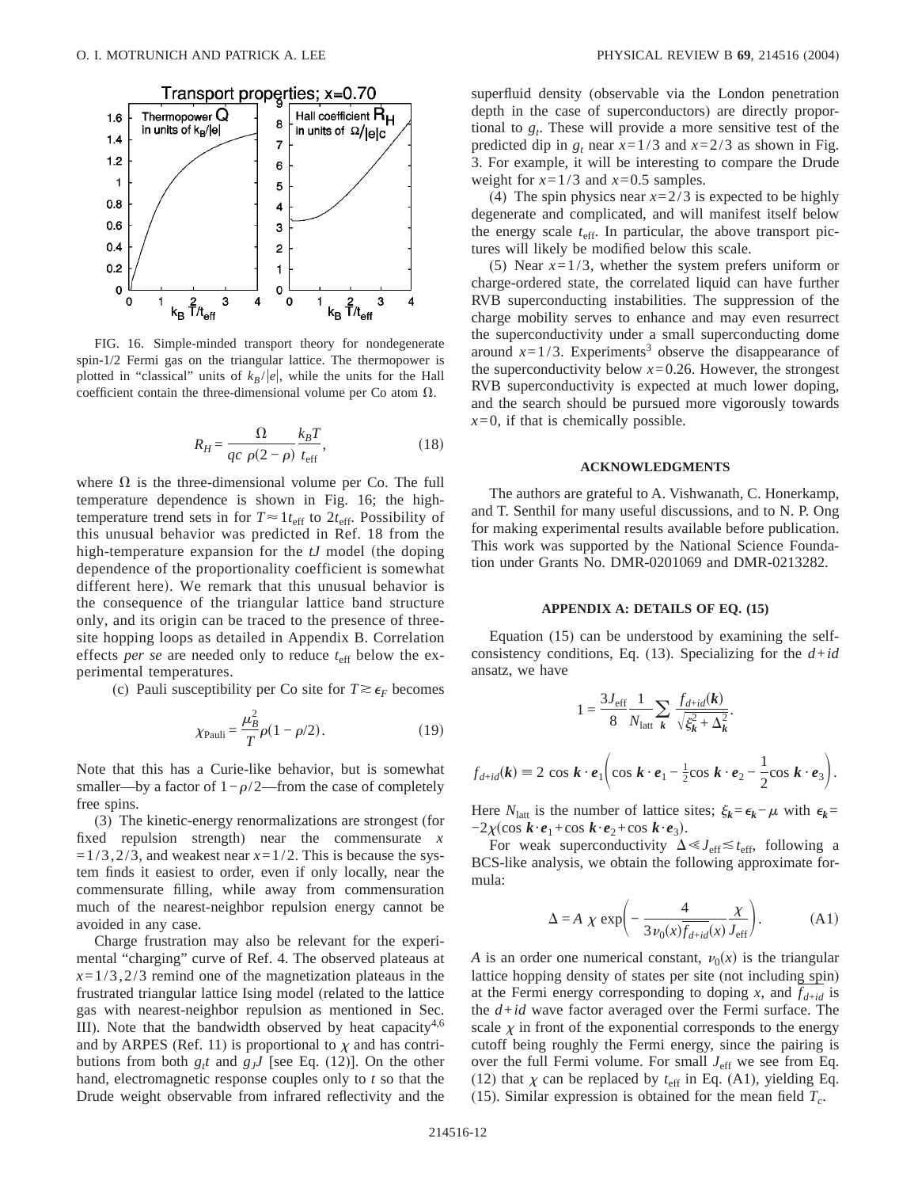FIG. 16. Simple-minded transport theory for nondegenerate spin-1/2 Fermi gas on the triangular lattice. The thermopower is plotted in "classical" units of $k_B/|e|$, while the units for the Hall coefficient contain the three-dimensional volume per Co atom $\Omega$.

$$R_H = \frac{\Omega}{qc\ \rho(2-\rho)} \frac{k_B T}{t_{\rm eff}}, \qquad (18)$$

where $\Omega$ is the three-dimensional volume per Co. The full temperature dependence is shown in Fig. 16; the high-temperature trend sets in for $T \approx 1 t_{\rm eff}$ to $2 t_{\rm eff}$. Possibility of this unusual behavior was predicted in Ref. 18 from the high-temperature expansion for the *tJ* model (the doping dependence of the proportionality coefficient is somewhat different here). We remark that this unusual behavior is the consequence of the triangular lattice band structure only, and its origin can be traced to the presence of three-site hopping loops as detailed in Appendix B. Correlation effects *per se* are needed only to reduce $t_{\rm eff}$ below the experimental temperatures.

(c) Pauli susceptibility per Co site for $T \gtrsim \epsilon_F$ becomes

$$\chi_{\rm Pauli} = \frac{\mu_B^2}{T} \rho(1-\rho/2). \qquad (19)$$

Note that this has a Curie-like behavior, but is somewhat smaller—by a factor of $1-\rho/2$—from the case of completely free spins.

(3) The kinetic-energy renormalizations are strongest (for fixed repulsion strength) near the commensurate $x = 1/3, 2/3$, and weakest near $x = 1/2$. This is because the system finds it easiest to order, even if only locally, near the commensurate filling, while away from commensuration much of the nearest-neighbor repulsion energy cannot be avoided in any case.

Charge frustration may also be relevant for the experimental "charging" curve of Ref. 4. The observed plateaus at $x = 1/3, 2/3$ remind one of the magnetization plateaus in the frustrated triangular lattice Ising model (related to the lattice gas with nearest-neighbor repulsion as mentioned in Sec. III). Note that the bandwidth observed by heat capacity[4,6] and by ARPES (Ref. 11) is proportional to $\chi$ and has contributions from both $g_t t$ and $g_J J$ [see Eq. (12)]. On the other hand, electromagnetic response couples only to $t$ so that the Drude weight observable from infrared reflectivity and the superfluid density (observable via the London penetration depth in the case of superconductors) are directly proportional to $g_t$. These will provide a more sensitive test of the predicted dip in $g_t$ near $x = 1/3$ and $x = 2/3$ as shown in Fig. 3. For example, it will be interesting to compare the Drude weight for $x = 1/3$ and $x = 0.5$ samples.

(4) The spin physics near $x = 2/3$ is expected to be highly degenerate and complicated, and will manifest itself below the energy scale $t_{\rm eff}$. In particular, the above transport pictures will likely be modified below this scale.

(5) Near $x = 1/3$, whether the system prefers uniform or charge-ordered state, the correlated liquid can have further RVB superconducting instabilities. The suppression of the charge mobility serves to enhance and may even resurrect the superconductivity under a small superconducting dome around $x = 1/3$. Experiments[3] observe the disappearance of the superconductivity below $x = 0.26$. However, the strongest RVB superconductivity is expected at much lower doping, and the search should be pursued more vigorously towards $x = 0$, if that is chemically possible.

## ACKNOWLEDGMENTS

The authors are grateful to A. Vishwanath, C. Honerkamp, and T. Senthil for many useful discussions, and to N. P. Ong for making experimental results available before publication. This work was supported by the National Science Foundation under Grants No. DMR-0201069 and DMR-0213282.

## APPENDIX A: DETAILS OF EQ. (15)

Equation (15) can be understood by examining the self-consistency conditions, Eq. (13). Specializing for the $d+id$ ansatz, we have

$$1 = \frac{3 J_{\rm eff}}{8} \frac{1}{N_{\rm latt}} \sum_{\boldsymbol{k}} \frac{f_{d+id}(\boldsymbol{k})}{\sqrt{\xi_{\boldsymbol{k}}^2 + \Delta_{\boldsymbol{k}}^2}}.$$

$$f_{d+id}(\boldsymbol{k}) \equiv 2 \cos \boldsymbol{k}\cdot\boldsymbol{e}_1 \left( \cos \boldsymbol{k}\cdot\boldsymbol{e}_1 - \tfrac{1}{2} \cos \boldsymbol{k}\cdot\boldsymbol{e}_2 - \frac{1}{2} \cos \boldsymbol{k}\cdot\boldsymbol{e}_3 \right).$$

Here $N_{\rm latt}$ is the number of lattice sites; $\xi_{\boldsymbol{k}} = \epsilon_{\boldsymbol{k}} - \mu$ with $\epsilon_{\boldsymbol{k}} = -2\chi(\cos \boldsymbol{k}\cdot\boldsymbol{e}_1 + \cos \boldsymbol{k}\cdot\boldsymbol{e}_2 + \cos \boldsymbol{k}\cdot\boldsymbol{e}_3)$.

For weak superconductivity $\Delta \ll J_{\rm eff} \lesssim t_{\rm eff}$, following a BCS-like analysis, we obtain the following approximate formula:

$$\Delta = A\ \chi \exp\left( -\frac{4}{3 \nu_0(x) \overline{f_{d+id}}(x)} \frac{\chi}{J_{\rm eff}} \right). \qquad (A1)$$

$A$ is an order one numerical constant, $\nu_0(x)$ is the triangular lattice hopping density of states per site (not including spin) at the Fermi energy corresponding to doping $x$, and $\overline{f_{d+id}}$ is the $d+id$ wave factor averaged over the Fermi surface. The scale $\chi$ in front of the exponential corresponds to the energy cutoff being roughly the Fermi energy, since the pairing is over the full Fermi volume. For small $J_{\rm eff}$ we see from Eq. (12) that $\chi$ can be replaced by $t_{\rm eff}$ in Eq. (A1), yielding Eq. (15). Similar expression is obtained for the mean field $T_c$.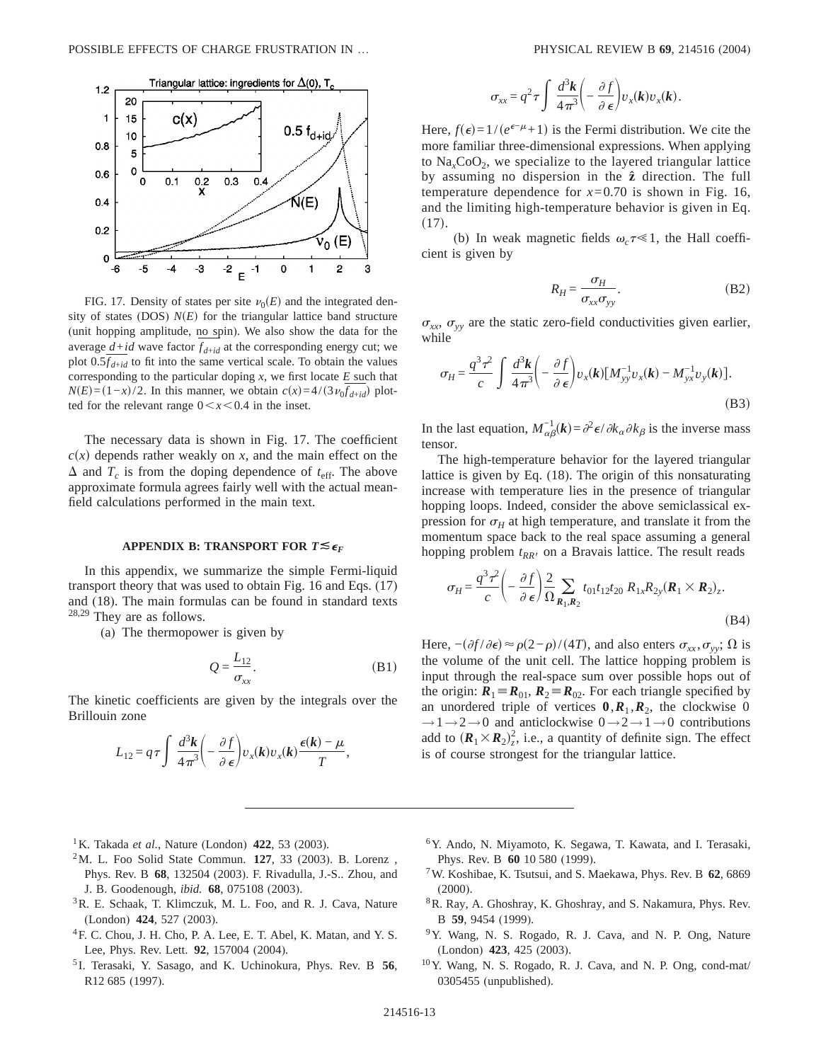FIG. 17. Density of states per site $\nu_0(E)$ and the integrated density of states (DOS) $N(E)$ for the triangular lattice band structure (unit hopping amplitude, no spin). We also show the data for the average $d+id$ wave factor $\overline{f_{d+id}}$ at the corresponding energy cut; we plot $0.5\overline{f_{d+id}}$ to fit into the same vertical scale. To obtain the values corresponding to the particular doping $x$, we first locate $E$ such that $N(E)=(1-x)/2$. In this manner, we obtain $c(x)=4/(3\nu_0\overline{f_{d+id}})$ plotted for the relevant range $0<x<0.4$ in the inset.

The necessary data is shown in Fig. 17. The coefficient $c(x)$ depends rather weakly on $x$, and the main effect on the $\Delta$ and $T_c$ is from the doping dependence of $t_{\rm eff}$. The above approximate formula agrees fairly well with the actual mean-field calculations performed in the main text.

### APPENDIX B: TRANSPORT FOR $T \lesssim \epsilon_F$

In this appendix, we summarize the simple Fermi-liquid transport theory that was used to obtain Fig. 16 and Eqs. (17) and (18). The main formulas can be found in standard texts [28,29] They are as follows.

(a) The thermopower is given by

$$Q=\frac{L_{12}}{\sigma_{xx}}. \tag{B1}$$

The kinetic coefficients are given by the integrals over the Brillouin zone

$$L_{12}=q\tau\int\frac{d^3\boldsymbol{k}}{4\pi^3}\left(-\frac{\partial f}{\partial\epsilon}\right)v_x(\boldsymbol{k})v_x(\boldsymbol{k})\frac{\epsilon(\boldsymbol{k})-\mu}{T},$$

$$\sigma_{xx}=q^2\tau\int\frac{d^3\boldsymbol{k}}{4\pi^3}\left(-\frac{\partial f}{\partial\epsilon}\right)v_x(\boldsymbol{k})v_x(\boldsymbol{k}).$$

Here, $f(\epsilon)=1/(e^{\epsilon-\mu}+1)$ is the Fermi distribution. We cite the more familiar three-dimensional expressions. When applying to $Na_xCoO_2$, we specialize to the layered triangular lattice by assuming no dispersion in the $\hat{\boldsymbol{z}}$ direction. The full temperature dependence for $x=0.70$ is shown in Fig. 16, and the limiting high-temperature behavior is given in Eq. (17).

(b) In weak magnetic fields $\omega_c\tau \ll 1$, the Hall coefficient is given by

$$R_H=\frac{\sigma_H}{\sigma_{xx}\sigma_{yy}}. \tag{B2}$$

$\sigma_{xx}$, $\sigma_{yy}$ are the static zero-field conductivities given earlier, while

$$\sigma_H=\frac{q^3\tau^2}{c}\int\frac{d^3\boldsymbol{k}}{4\pi^3}\left(-\frac{\partial f}{\partial\epsilon}\right)v_x(\boldsymbol{k})\left[M_{yy}^{-1}v_x(\boldsymbol{k})-M_{yx}^{-1}v_y(\boldsymbol{k})\right]. \tag{B3}$$

In the last equation, $M_{\alpha\beta}^{-1}(\boldsymbol{k})=\partial^2\epsilon/\partial k_\alpha\partial k_\beta$ is the inverse mass tensor.

The high-temperature behavior for the layered triangular lattice is given by Eq. (18). The origin of this nonsaturating increase with temperature lies in the presence of triangular hopping loops. Indeed, consider the above semiclassical expression for $\sigma_H$ at high temperature, and translate it from the momentum space back to the real space assuming a general hopping problem $t_{RR'}$ on a Bravais lattice. The result reads

$$\sigma_H=\frac{q^3\tau^2}{c}\left(-\frac{\partial f}{\partial\epsilon}\right)\frac{2}{\Omega}\sum_{\boldsymbol{R}_1,\boldsymbol{R}_2}t_{01}t_{12}t_{20}\,R_{1x}R_{2y}(\boldsymbol{R}_1\times\boldsymbol{R}_2)_z. \tag{B4}$$

Here, $-(\partial f/\partial\epsilon)\approx\rho(2-\rho)/(4T)$, and also enters $\sigma_{xx},\sigma_{yy}$; $\Omega$ is the volume of the unit cell. The lattice hopping problem is input through the real-space sum over possible hops out of the origin: $\boldsymbol{R}_1\equiv\boldsymbol{R}_{01}$, $\boldsymbol{R}_2\equiv\boldsymbol{R}_{02}$. For each triangle specified by an unordered triple of vertices $\boldsymbol{0},\boldsymbol{R}_1,\boldsymbol{R}_2$, the clockwise $0\to1\to2\to0$ and anticlockwise $0\to2\to1\to0$ contributions add to $(\boldsymbol{R}_1\times\boldsymbol{R}_2)_z^2$, i.e., a quantity of definite sign. The effect is of course strongest for the triangular lattice.

---

[1] K. Takada *et al.*, Nature (London) **422**, 53 (2003).

[2] M. L. Foo Solid State Commun. **127**, 33 (2003). B. Lorenz , Phys. Rev. B **68**, 132504 (2003). F. Rivadulla, J.-S.. Zhou, and J. B. Goodenough, *ibid.* **68**, 075108 (2003).

[3] R. E. Schaak, T. Klimczuk, M. L. Foo, and R. J. Cava, Nature (London) **424**, 527 (2003).

[4] F. C. Chou, J. H. Cho, P. A. Lee, E. T. Abel, K. Matan, and Y. S. Lee, Phys. Rev. Lett. **92**, 157004 (2004).

[5] I. Terasaki, Y. Sasago, and K. Uchinokura, Phys. Rev. B **56**, R12 685 (1997).

[6] Y. Ando, N. Miyamoto, K. Segawa, T. Kawata, and I. Terasaki, Phys. Rev. B **60** 10 580 (1999).

[7] W. Koshibae, K. Tsutsui, and S. Maekawa, Phys. Rev. B **62**, 6869 (2000).

[8] R. Ray, A. Ghoshray, K. Ghoshray, and S. Nakamura, Phys. Rev. B **59**, 9454 (1999).

[9] Y. Wang, N. S. Rogado, R. J. Cava, and N. P. Ong, Nature (London) **423**, 425 (2003).

[10] Y. Wang, N. S. Rogado, R. J. Cava, and N. P. Ong, cond-mat/0305455 (unpublished).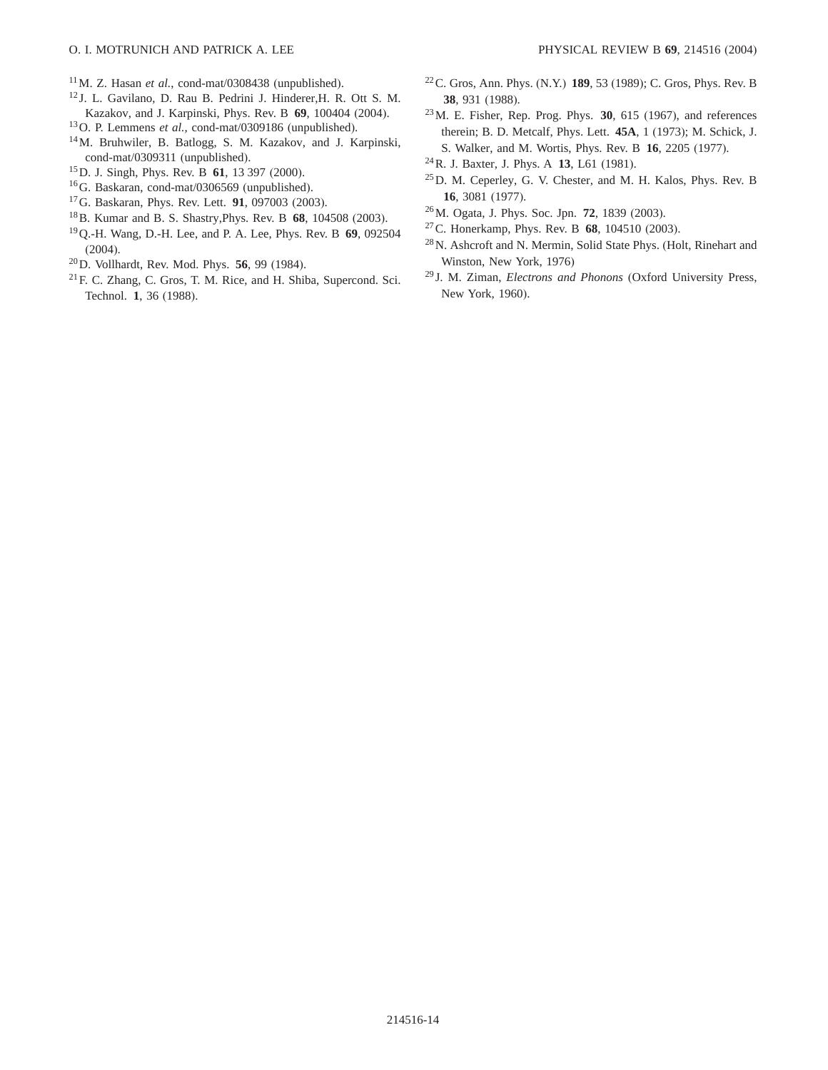[11] M. Z. Hasan *et al.*, cond-mat/0308438 (unpublished).

[12] J. L. Gavilano, D. Rau B. Pedrini J. Hinderer,H. R. Ott S. M. Kazakov, and J. Karpinski, Phys. Rev. B **69**, 100404 (2004).

[13] O. P. Lemmens *et al.*, cond-mat/0309186 (unpublished).

[14] M. Bruhwiler, B. Batlogg, S. M. Kazakov, and J. Karpinski, cond-mat/0309311 (unpublished).

[15] D. J. Singh, Phys. Rev. B **61**, 13 397 (2000).

[16] G. Baskaran, cond-mat/0306569 (unpublished).

[17] G. Baskaran, Phys. Rev. Lett. **91**, 097003 (2003).

[18] B. Kumar and B. S. Shastry,Phys. Rev. B **68**, 104508 (2003).

[19] Q.-H. Wang, D.-H. Lee, and P. A. Lee, Phys. Rev. B **69**, 092504 (2004).

[20] D. Vollhardt, Rev. Mod. Phys. **56**, 99 (1984).

[21] F. C. Zhang, C. Gros, T. M. Rice, and H. Shiba, Supercond. Sci. Technol. **1**, 36 (1988).

[22] C. Gros, Ann. Phys. (N.Y.) **189**, 53 (1989); C. Gros, Phys. Rev. B **38**, 931 (1988).

[23] M. E. Fisher, Rep. Prog. Phys. **30**, 615 (1967), and references therein; B. D. Metcalf, Phys. Lett. **45A**, 1 (1973); M. Schick, J. S. Walker, and M. Wortis, Phys. Rev. B **16**, 2205 (1977).

[24] R. J. Baxter, J. Phys. A **13**, L61 (1981).

[25] D. M. Ceperley, G. V. Chester, and M. H. Kalos, Phys. Rev. B **16**, 3081 (1977).

[26] M. Ogata, J. Phys. Soc. Jpn. **72**, 1839 (2003).

[27] C. Honerkamp, Phys. Rev. B **68**, 104510 (2003).

[28] N. Ashcroft and N. Mermin, Solid State Phys. (Holt, Rinehart and Winston, New York, 1976)

[29] J. M. Ziman, *Electrons and Phonons* (Oxford University Press, New York, 1960).